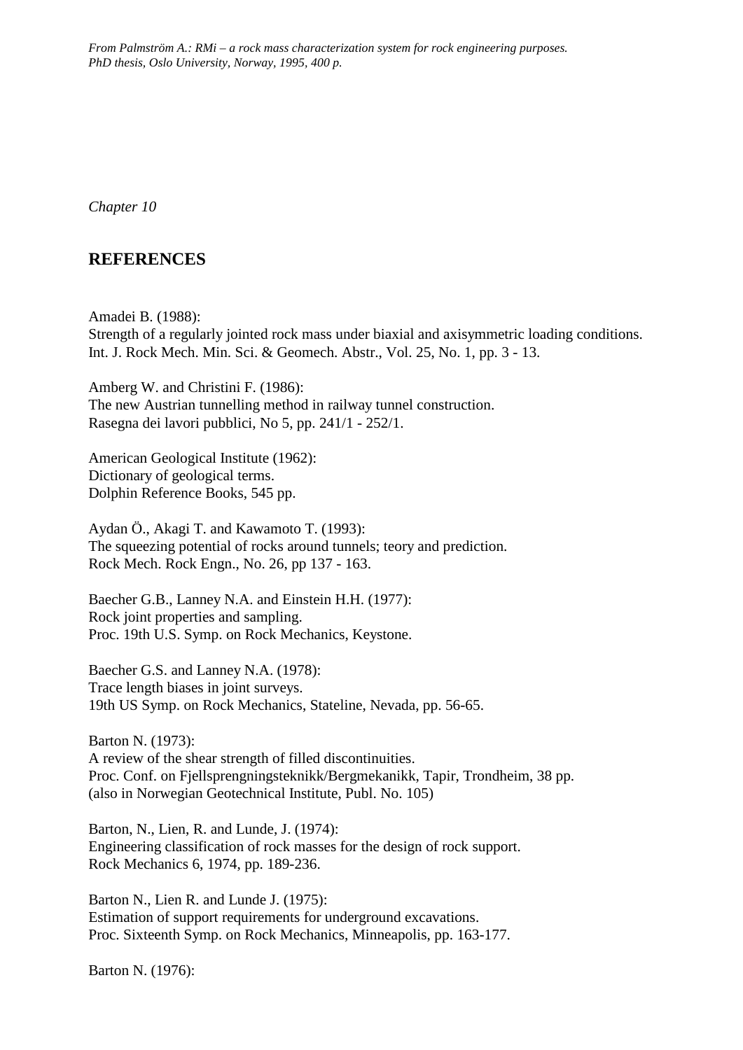*From Palmström A.: RMi – a rock mass characterization system for rock engineering purposes. PhD thesis, Oslo University, Norway, 1995, 400 p.*

*Chapter 10*

## REFERENCES

Amadei B. (1988):
Strength of a regularly jointed rock mass under biaxial and axisymmetric loading conditions.
Int. J. Rock Mech. Min. Sci. & Geomech. Abstr., Vol. 25, No. 1, pp. 3 - 13.

Amberg W. and Christini F. (1986):
The new Austrian tunnelling method in railway tunnel construction.
Rasegna dei lavori pubblici, No 5, pp. 241/1 - 252/1.

American Geological Institute (1962):
Dictionary of geological terms.
Dolphin Reference Books, 545 pp.

Aydan Ö., Akagi T. and Kawamoto T. (1993):
The squeezing potential of rocks around tunnels; teory and prediction.
Rock Mech. Rock Engn., No. 26, pp 137 - 163.

Baecher G.B., Lanney N.A. and Einstein H.H. (1977):
Rock joint properties and sampling.
Proc. 19th U.S. Symp. on Rock Mechanics, Keystone.

Baecher G.S. and Lanney N.A. (1978):
Trace length biases in joint surveys.
19th US Symp. on Rock Mechanics, Stateline, Nevada, pp. 56-65.

Barton N. (1973):
A review of the shear strength of filled discontinuities.
Proc. Conf. on Fjellsprengningsteknikk/Bergmekanikk, Tapir, Trondheim, 38 pp.
(also in Norwegian Geotechnical Institute, Publ. No. 105)

Barton, N., Lien, R. and Lunde, J. (1974):
Engineering classification of rock masses for the design of rock support.
Rock Mechanics 6, 1974, pp. 189-236.

Barton N., Lien R. and Lunde J. (1975):
Estimation of support requirements for underground excavations.
Proc. Sixteenth Symp. on Rock Mechanics, Minneapolis, pp. 163-177.

Barton N. (1976):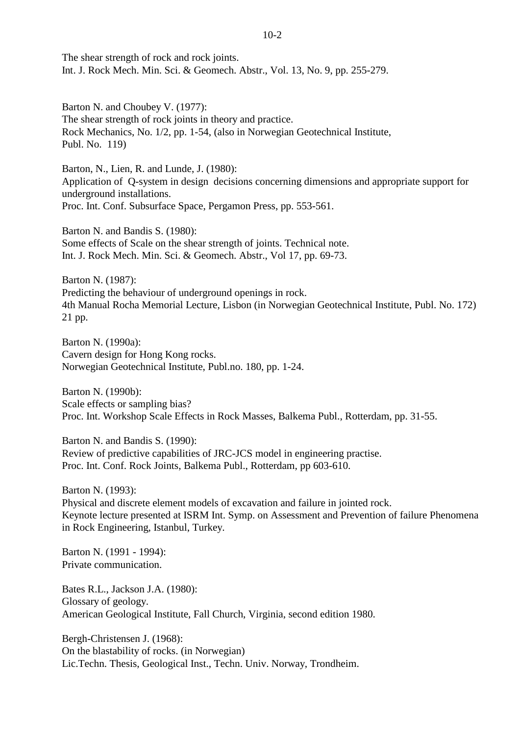The shear strength of rock and rock joints.
Int. J. Rock Mech. Min. Sci. & Geomech. Abstr., Vol. 13, No. 9, pp. 255-279.

Barton N. and Choubey V. (1977):
The shear strength of rock joints in theory and practice.
Rock Mechanics, No. 1/2, pp. 1-54, (also in Norwegian Geotechnical Institute, Publ. No. 119)

Barton, N., Lien, R. and Lunde, J. (1980):
Application of Q-system in design decisions concerning dimensions and appropriate support for underground installations.
Proc. Int. Conf. Subsurface Space, Pergamon Press, pp. 553-561.

Barton N. and Bandis S. (1980):
Some effects of Scale on the shear strength of joints. Technical note.
Int. J. Rock Mech. Min. Sci. & Geomech. Abstr., Vol 17, pp. 69-73.

Barton N. (1987):
Predicting the behaviour of underground openings in rock.
4th Manual Rocha Memorial Lecture, Lisbon (in Norwegian Geotechnical Institute, Publ. No. 172) 21 pp.

Barton N. (1990a):
Cavern design for Hong Kong rocks.
Norwegian Geotechnical Institute, Publ.no. 180, pp. 1-24.

Barton N. (1990b):
Scale effects or sampling bias?
Proc. Int. Workshop Scale Effects in Rock Masses, Balkema Publ., Rotterdam, pp. 31-55.

Barton N. and Bandis S. (1990):
Review of predictive capabilities of JRC-JCS model in engineering practise.
Proc. Int. Conf. Rock Joints, Balkema Publ., Rotterdam, pp 603-610.

Barton N. (1993):
Physical and discrete element models of excavation and failure in jointed rock.
Keynote lecture presented at ISRM Int. Symp. on Assessment and Prevention of failure Phenomena in Rock Engineering, Istanbul, Turkey.

Barton N. (1991 - 1994):
Private communication.

Bates R.L., Jackson J.A. (1980):
Glossary of geology.
American Geological Institute, Fall Church, Virginia, second edition 1980.

Bergh-Christensen J. (1968):
On the blastability of rocks. (in Norwegian)
Lic.Techn. Thesis, Geological Inst., Techn. Univ. Norway, Trondheim.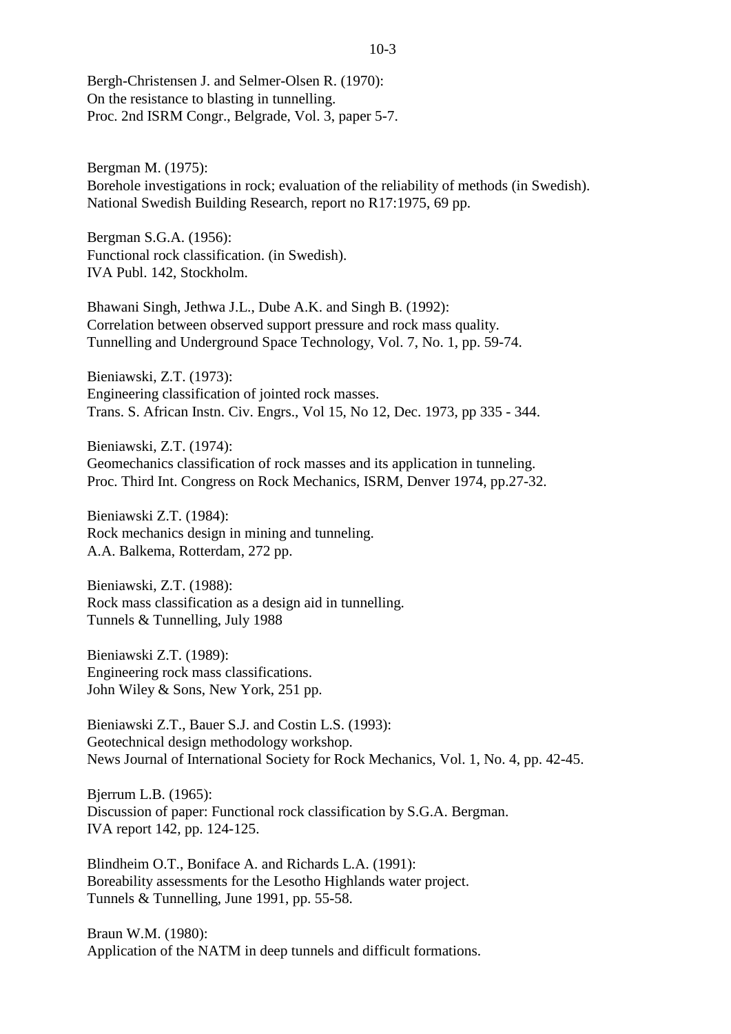Bergh-Christensen J. and Selmer-Olsen R. (1970):
On the resistance to blasting in tunnelling.
Proc. 2nd ISRM Congr., Belgrade, Vol. 3, paper 5-7.

Bergman M. (1975):
Borehole investigations in rock; evaluation of the reliability of methods (in Swedish).
National Swedish Building Research, report no R17:1975, 69 pp.

Bergman S.G.A. (1956):
Functional rock classification. (in Swedish).
IVA Publ. 142, Stockholm.

Bhawani Singh, Jethwa J.L., Dube A.K. and Singh B. (1992):
Correlation between observed support pressure and rock mass quality.
Tunnelling and Underground Space Technology, Vol. 7, No. 1, pp. 59-74.

Bieniawski, Z.T. (1973):
Engineering classification of jointed rock masses.
Trans. S. African Instn. Civ. Engrs., Vol 15, No 12, Dec. 1973, pp 335 - 344.

Bieniawski, Z.T. (1974):
Geomechanics classification of rock masses and its application in tunneling.
Proc. Third Int. Congress on Rock Mechanics, ISRM, Denver 1974, pp.27-32.

Bieniawski Z.T. (1984):
Rock mechanics design in mining and tunneling.
A.A. Balkema, Rotterdam, 272 pp.

Bieniawski, Z.T. (1988):
Rock mass classification as a design aid in tunnelling.
Tunnels & Tunnelling, July 1988

Bieniawski Z.T. (1989):
Engineering rock mass classifications.
John Wiley & Sons, New York, 251 pp.

Bieniawski Z.T., Bauer S.J. and Costin L.S. (1993):
Geotechnical design methodology workshop.
News Journal of International Society for Rock Mechanics, Vol. 1, No. 4, pp. 42-45.

Bjerrum L.B. (1965):
Discussion of paper: Functional rock classification by S.G.A. Bergman.
IVA report 142, pp. 124-125.

Blindheim O.T., Boniface A. and Richards L.A. (1991):
Boreability assessments for the Lesotho Highlands water project.
Tunnels & Tunnelling, June 1991, pp. 55-58.

Braun W.M. (1980):
Application of the NATM in deep tunnels and difficult formations.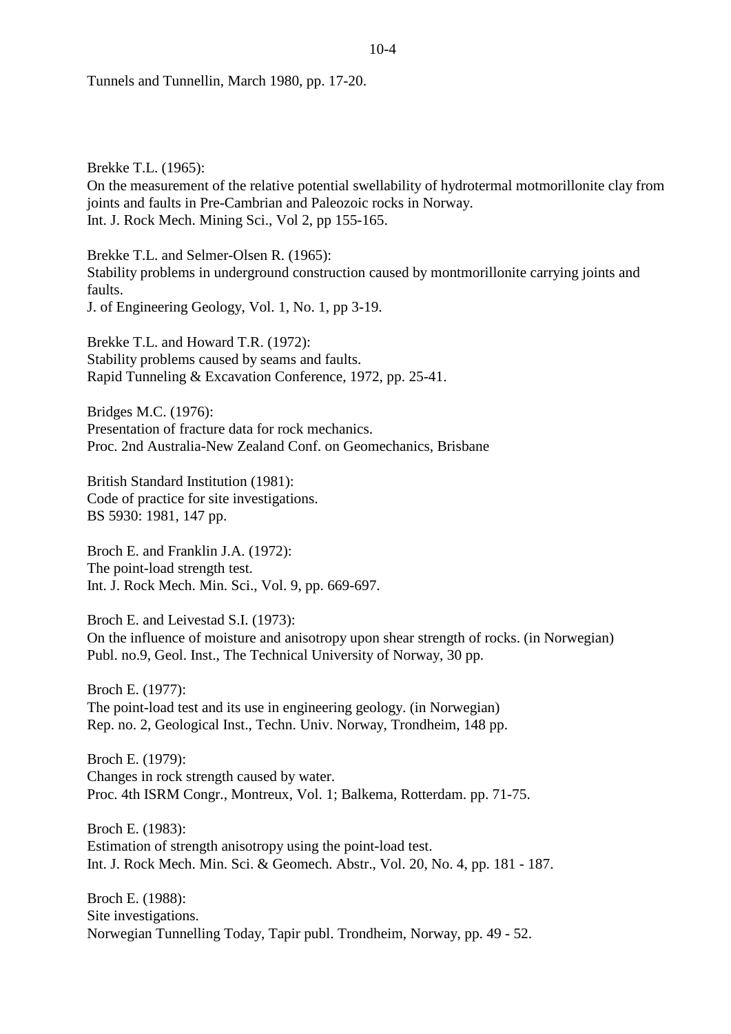Tunnels and Tunnellin, March 1980, pp. 17-20.

Brekke T.L. (1965):
On the measurement of the relative potential swellability of hydrotermal motmorillonite clay from joints and faults in Pre-Cambrian and Paleozoic rocks in Norway.
Int. J. Rock Mech. Mining Sci., Vol 2, pp 155-165.

Brekke T.L. and Selmer-Olsen R. (1965):
Stability problems in underground construction caused by montmorillonite carrying joints and faults.
J. of Engineering Geology, Vol. 1, No. 1, pp 3-19.

Brekke T.L. and Howard T.R. (1972):
Stability problems caused by seams and faults.
Rapid Tunneling & Excavation Conference, 1972, pp. 25-41.

Bridges M.C. (1976):
Presentation of fracture data for rock mechanics.
Proc. 2nd Australia-New Zealand Conf. on Geomechanics, Brisbane

British Standard Institution (1981):
Code of practice for site investigations.
BS 5930: 1981, 147 pp.

Broch E. and Franklin J.A. (1972):
The point-load strength test.
Int. J. Rock Mech. Min. Sci., Vol. 9, pp. 669-697.

Broch E. and Leivestad S.I. (1973):
On the influence of moisture and anisotropy upon shear strength of rocks. (in Norwegian)
Publ. no.9, Geol. Inst., The Technical University of Norway, 30 pp.

Broch E. (1977):
The point-load test and its use in engineering geology. (in Norwegian)
Rep. no. 2, Geological Inst., Techn. Univ. Norway, Trondheim, 148 pp.

Broch E. (1979):
Changes in rock strength caused by water.
Proc. 4th ISRM Congr., Montreux, Vol. 1; Balkema, Rotterdam. pp. 71-75.

Broch E. (1983):
Estimation of strength anisotropy using the point-load test.
Int. J. Rock Mech. Min. Sci. & Geomech. Abstr., Vol. 20, No. 4, pp. 181 - 187.

Broch E. (1988):
Site investigations.
Norwegian Tunnelling Today, Tapir publ. Trondheim, Norway, pp. 49 - 52.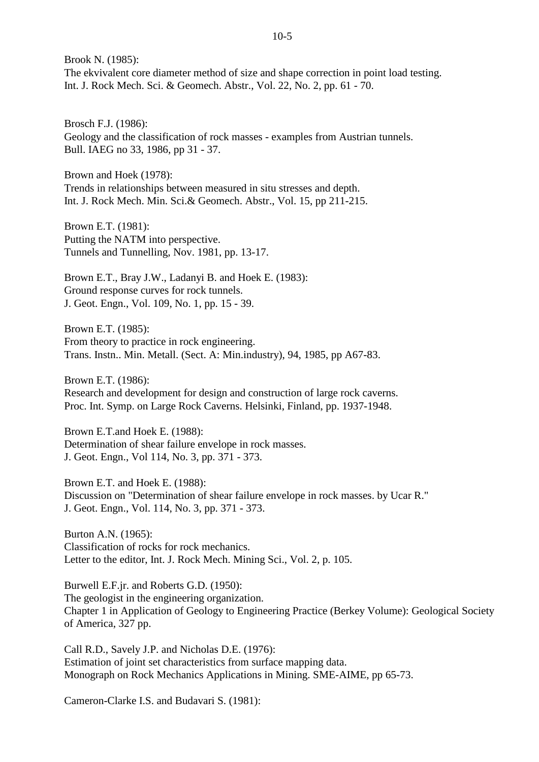Brook N. (1985):
The ekvivalent core diameter method of size and shape correction in point load testing.
Int. J. Rock Mech. Sci. & Geomech. Abstr., Vol. 22, No. 2, pp. 61 - 70.

Brosch F.J. (1986):
Geology and the classification of rock masses - examples from Austrian tunnels.
Bull. IAEG no 33, 1986, pp 31 - 37.

Brown and Hoek (1978):
Trends in relationships between measured in situ stresses and depth.
Int. J. Rock Mech. Min. Sci.& Geomech. Abstr., Vol. 15, pp 211-215.

Brown E.T. (1981):
Putting the NATM into perspective.
Tunnels and Tunnelling, Nov. 1981, pp. 13-17.

Brown E.T., Bray J.W., Ladanyi B. and Hoek E. (1983):
Ground response curves for rock tunnels.
J. Geot. Engn., Vol. 109, No. 1, pp. 15 - 39.

Brown E.T. (1985):
From theory to practice in rock engineering.
Trans. Instn.. Min. Metall. (Sect. A: Min.industry), 94, 1985, pp A67-83.

Brown E.T. (1986):
Research and development for design and construction of large rock caverns.
Proc. Int. Symp. on Large Rock Caverns. Helsinki, Finland, pp. 1937-1948.

Brown E.T.and Hoek E. (1988):
Determination of shear failure envelope in rock masses.
J. Geot. Engn., Vol 114, No. 3, pp. 371 - 373.

Brown E.T. and Hoek E. (1988):
Discussion on "Determination of shear failure envelope in rock masses. by Ucar R."
J. Geot. Engn., Vol. 114, No. 3, pp. 371 - 373.

Burton A.N. (1965):
Classification of rocks for rock mechanics.
Letter to the editor, Int. J. Rock Mech. Mining Sci., Vol. 2, p. 105.

Burwell E.F.jr. and Roberts G.D. (1950):
The geologist in the engineering organization.
Chapter 1 in Application of Geology to Engineering Practice (Berkey Volume): Geological Society of America, 327 pp.

Call R.D., Savely J.P. and Nicholas D.E. (1976):
Estimation of joint set characteristics from surface mapping data.
Monograph on Rock Mechanics Applications in Mining. SME-AIME, pp 65-73.

Cameron-Clarke I.S. and Budavari S. (1981):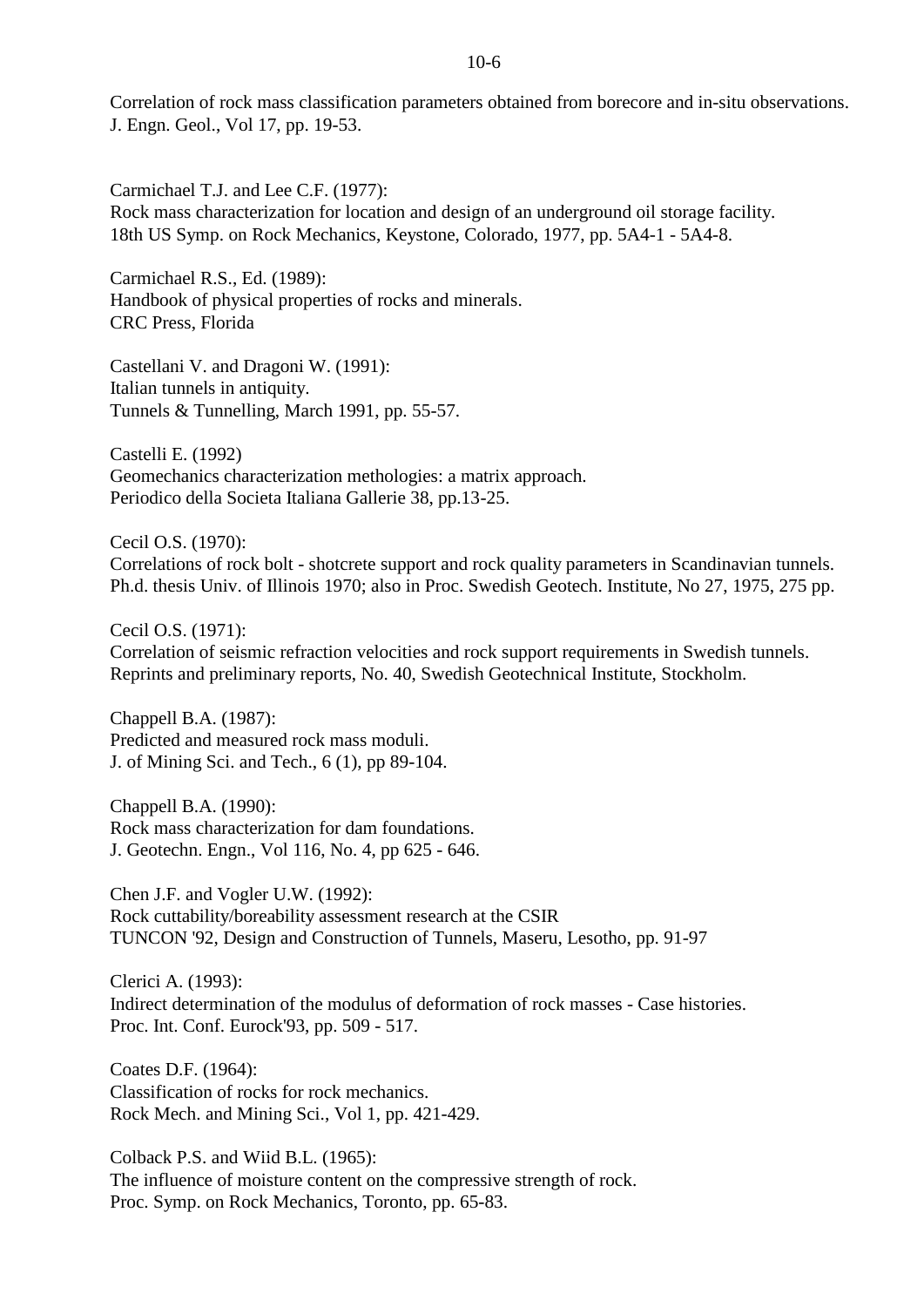Correlation of rock mass classification parameters obtained from borecore and in-situ observations.
J. Engn. Geol., Vol 17, pp. 19-53.

Carmichael T.J. and Lee C.F. (1977):
Rock mass characterization for location and design of an underground oil storage facility.
18th US Symp. on Rock Mechanics, Keystone, Colorado, 1977, pp. 5A4-1 - 5A4-8.

Carmichael R.S., Ed. (1989):
Handbook of physical properties of rocks and minerals.
CRC Press, Florida

Castellani V. and Dragoni W. (1991):
Italian tunnels in antiquity.
Tunnels & Tunnelling, March 1991, pp. 55-57.

Castelli E. (1992)
Geomechanics characterization methologies: a matrix approach.
Periodico della Societa Italiana Gallerie 38, pp.13-25.

Cecil O.S. (1970):
Correlations of rock bolt - shotcrete support and rock quality parameters in Scandinavian tunnels.
Ph.d. thesis Univ. of Illinois 1970; also in Proc. Swedish Geotech. Institute, No 27, 1975, 275 pp.

Cecil O.S. (1971):
Correlation of seismic refraction velocities and rock support requirements in Swedish tunnels.
Reprints and preliminary reports, No. 40, Swedish Geotechnical Institute, Stockholm.

Chappell B.A. (1987):
Predicted and measured rock mass moduli.
J. of Mining Sci. and Tech., 6 (1), pp 89-104.

Chappell B.A. (1990):
Rock mass characterization for dam foundations.
J. Geotechn. Engn., Vol 116, No. 4, pp 625 - 646.

Chen J.F. and Vogler U.W. (1992):
Rock cuttability/boreability assessment research at the CSIR
TUNCON '92, Design and Construction of Tunnels, Maseru, Lesotho, pp. 91-97

Clerici A. (1993):
Indirect determination of the modulus of deformation of rock masses - Case histories.
Proc. Int. Conf. Eurock'93, pp. 509 - 517.

Coates D.F. (1964):
Classification of rocks for rock mechanics.
Rock Mech. and Mining Sci., Vol 1, pp. 421-429.

Colback P.S. and Wiid B.L. (1965):
The influence of moisture content on the compressive strength of rock.
Proc. Symp. on Rock Mechanics, Toronto, pp. 65-83.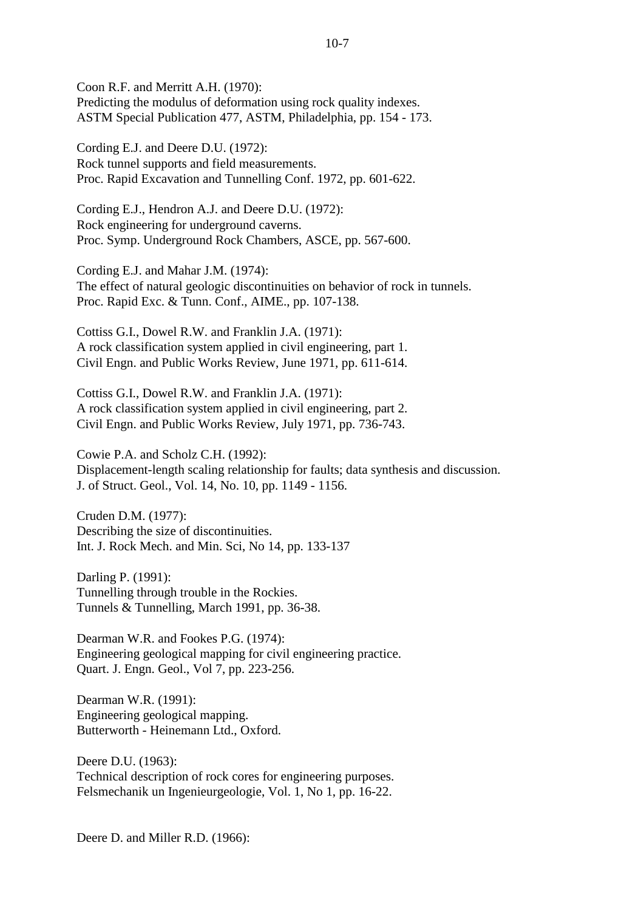Coon R.F. and Merritt A.H. (1970):
Predicting the modulus of deformation using rock quality indexes.
ASTM Special Publication 477, ASTM, Philadelphia, pp. 154 - 173.

Cording E.J. and Deere D.U. (1972):
Rock tunnel supports and field measurements.
Proc. Rapid Excavation and Tunnelling Conf. 1972, pp. 601-622.

Cording E.J., Hendron A.J. and Deere D.U. (1972):
Rock engineering for underground caverns.
Proc. Symp. Underground Rock Chambers, ASCE, pp. 567-600.

Cording E.J. and Mahar J.M. (1974):
The effect of natural geologic discontinuities on behavior of rock in tunnels.
Proc. Rapid Exc. & Tunn. Conf., AIME., pp. 107-138.

Cottiss G.I., Dowel R.W. and Franklin J.A. (1971):
A rock classification system applied in civil engineering, part 1.
Civil Engn. and Public Works Review, June 1971, pp. 611-614.

Cottiss G.I., Dowel R.W. and Franklin J.A. (1971):
A rock classification system applied in civil engineering, part 2.
Civil Engn. and Public Works Review, July 1971, pp. 736-743.

Cowie P.A. and Scholz C.H. (1992):
Displacement-length scaling relationship for faults; data synthesis and discussion.
J. of Struct. Geol., Vol. 14, No. 10, pp. 1149 - 1156.

Cruden D.M. (1977):
Describing the size of discontinuities.
Int. J. Rock Mech. and Min. Sci, No 14, pp. 133-137

Darling P. (1991):
Tunnelling through trouble in the Rockies.
Tunnels & Tunnelling, March 1991, pp. 36-38.

Dearman W.R. and Fookes P.G. (1974):
Engineering geological mapping for civil engineering practice.
Quart. J. Engn. Geol., Vol 7, pp. 223-256.

Dearman W.R. (1991):
Engineering geological mapping.
Butterworth - Heinemann Ltd., Oxford.

Deere D.U. (1963):
Technical description of rock cores for engineering purposes.
Felsmechanik un Ingenieurgeologie, Vol. 1, No 1, pp. 16-22.

Deere D. and Miller R.D. (1966):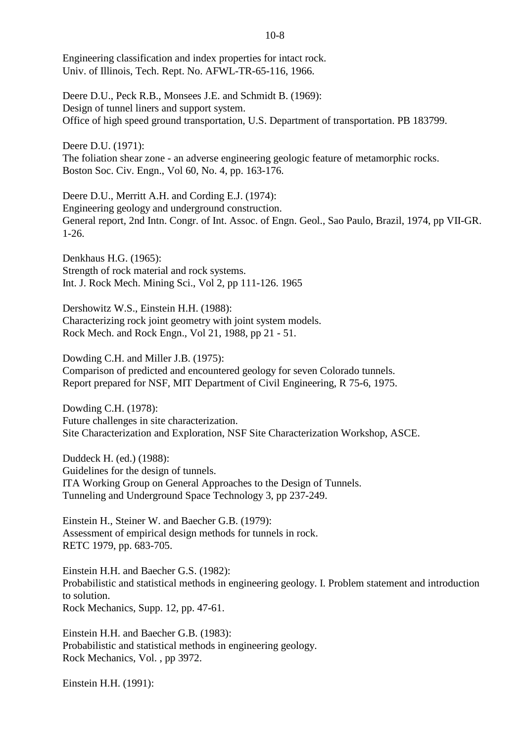Engineering classification and index properties for intact rock.
Univ. of Illinois, Tech. Rept. No. AFWL-TR-65-116, 1966.

Deere D.U., Peck R.B., Monsees J.E. and Schmidt B. (1969):
Design of tunnel liners and support system.
Office of high speed ground transportation, U.S. Department of transportation. PB 183799.

Deere D.U. (1971):
The foliation shear zone - an adverse engineering geologic feature of metamorphic rocks.
Boston Soc. Civ. Engn., Vol 60, No. 4, pp. 163-176.

Deere D.U., Merritt A.H. and Cording E.J. (1974):
Engineering geology and underground construction.
General report, 2nd Intn. Congr. of Int. Assoc. of Engn. Geol., Sao Paulo, Brazil, 1974, pp VII-GR. 1-26.

Denkhaus H.G. (1965):
Strength of rock material and rock systems.
Int. J. Rock Mech. Mining Sci., Vol 2, pp 111-126. 1965

Dershowitz W.S., Einstein H.H. (1988):
Characterizing rock joint geometry with joint system models.
Rock Mech. and Rock Engn., Vol 21, 1988, pp 21 - 51.

Dowding C.H. and Miller J.B. (1975):
Comparison of predicted and encountered geology for seven Colorado tunnels.
Report prepared for NSF, MIT Department of Civil Engineering, R 75-6, 1975.

Dowding C.H. (1978):
Future challenges in site characterization.
Site Characterization and Exploration, NSF Site Characterization Workshop, ASCE.

Duddeck H. (ed.) (1988):
Guidelines for the design of tunnels.
ITA Working Group on General Approaches to the Design of Tunnels.
Tunneling and Underground Space Technology 3, pp 237-249.

Einstein H., Steiner W. and Baecher G.B. (1979):
Assessment of empirical design methods for tunnels in rock.
RETC 1979, pp. 683-705.

Einstein H.H. and Baecher G.S. (1982):
Probabilistic and statistical methods in engineering geology. I. Problem statement and introduction to solution.
Rock Mechanics, Supp. 12, pp. 47-61.

Einstein H.H. and Baecher G.B. (1983):
Probabilistic and statistical methods in engineering geology.
Rock Mechanics, Vol. , pp 3972.

Einstein H.H. (1991):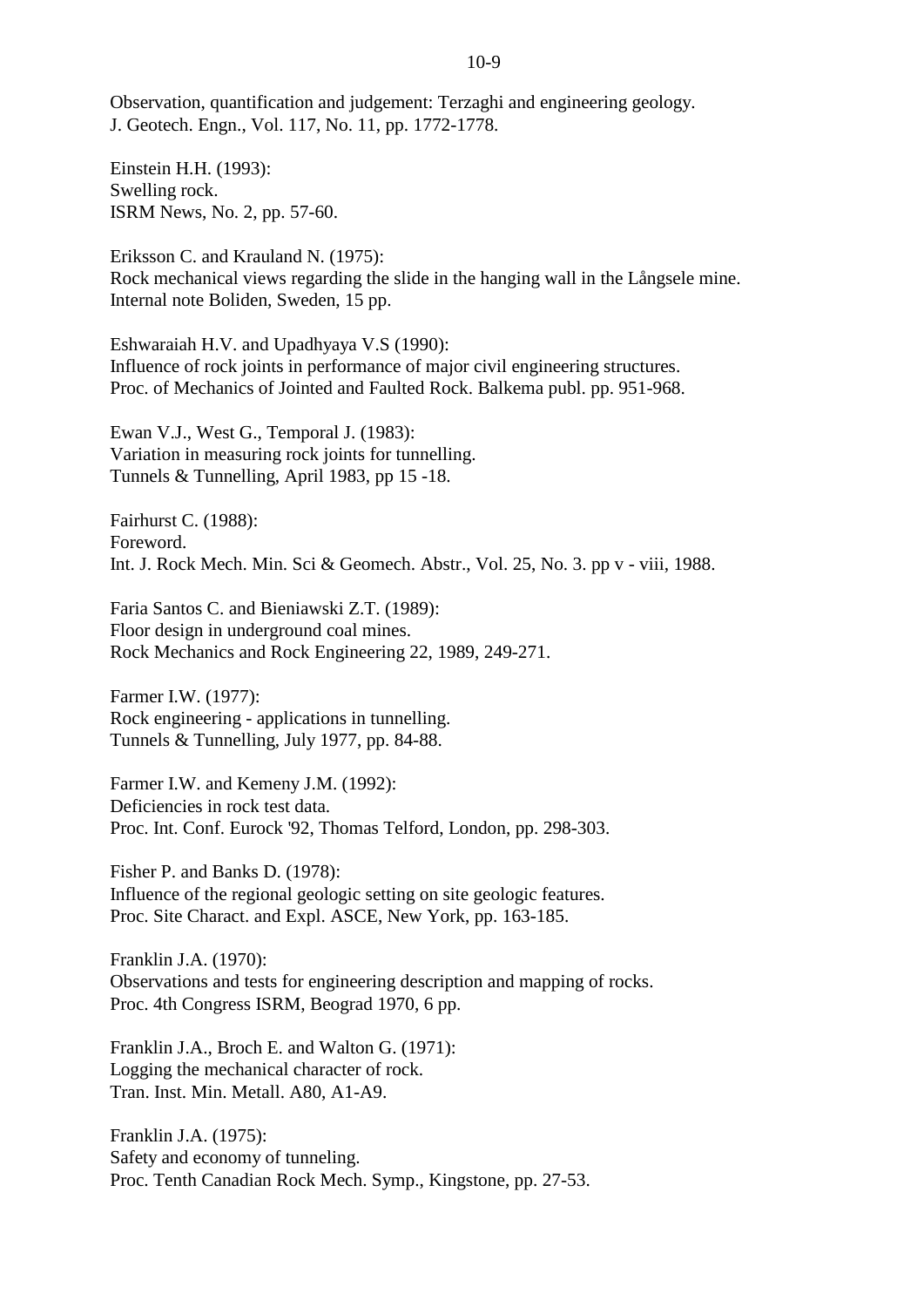Observation, quantification and judgement: Terzaghi and engineering geology.
J. Geotech. Engn., Vol. 117, No. 11, pp. 1772-1778.

Einstein H.H. (1993):
Swelling rock.
ISRM News, No. 2, pp. 57-60.

Eriksson C. and Krauland N. (1975):
Rock mechanical views regarding the slide in the hanging wall in the Långsele mine.
Internal note Boliden, Sweden, 15 pp.

Eshwaraiah H.V. and Upadhyaya V.S (1990):
Influence of rock joints in performance of major civil engineering structures.
Proc. of Mechanics of Jointed and Faulted Rock. Balkema publ. pp. 951-968.

Ewan V.J., West G., Temporal J. (1983):
Variation in measuring rock joints for tunnelling.
Tunnels & Tunnelling, April 1983, pp 15 -18.

Fairhurst C. (1988):
Foreword.
Int. J. Rock Mech. Min. Sci & Geomech. Abstr., Vol. 25, No. 3. pp v - viii, 1988.

Faria Santos C. and Bieniawski Z.T. (1989):
Floor design in underground coal mines.
Rock Mechanics and Rock Engineering 22, 1989, 249-271.

Farmer I.W. (1977):
Rock engineering - applications in tunnelling.
Tunnels & Tunnelling, July 1977, pp. 84-88.

Farmer I.W. and Kemeny J.M. (1992):
Deficiencies in rock test data.
Proc. Int. Conf. Eurock '92, Thomas Telford, London, pp. 298-303.

Fisher P. and Banks D. (1978):
Influence of the regional geologic setting on site geologic features.
Proc. Site Charact. and Expl. ASCE, New York, pp. 163-185.

Franklin J.A. (1970):
Observations and tests for engineering description and mapping of rocks.
Proc. 4th Congress ISRM, Beograd 1970, 6 pp.

Franklin J.A., Broch E. and Walton G. (1971):
Logging the mechanical character of rock.
Tran. Inst. Min. Metall. A80, A1-A9.

Franklin J.A. (1975):
Safety and economy of tunneling.
Proc. Tenth Canadian Rock Mech. Symp., Kingstone, pp. 27-53.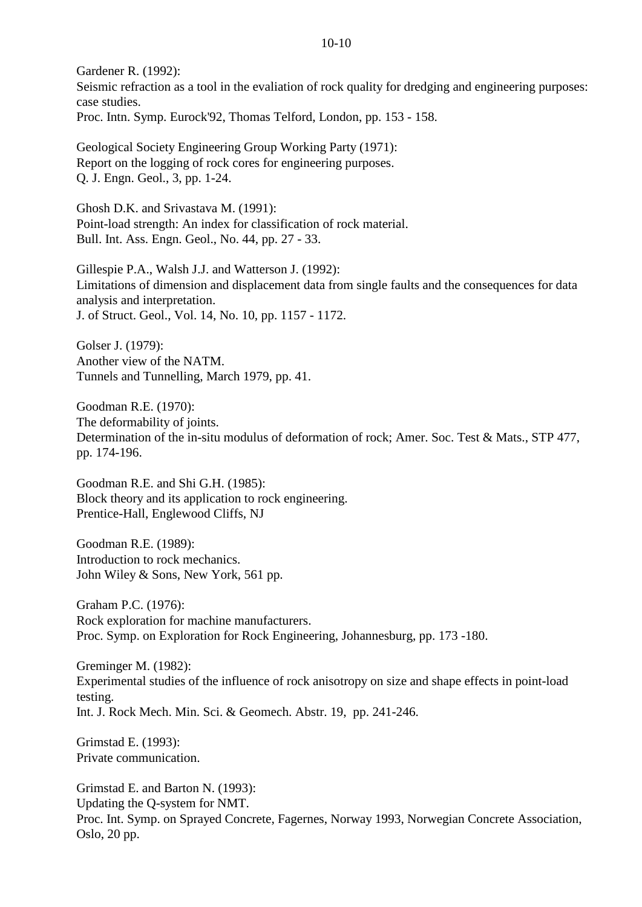Gardener R. (1992):
Seismic refraction as a tool in the evaliation of rock quality for dredging and engineering purposes: case studies.
Proc. Intn. Symp. Eurock'92, Thomas Telford, London, pp. 153 - 158.

Geological Society Engineering Group Working Party (1971):
Report on the logging of rock cores for engineering purposes.
Q. J. Engn. Geol., 3, pp. 1-24.

Ghosh D.K. and Srivastava M. (1991):
Point-load strength: An index for classification of rock material.
Bull. Int. Ass. Engn. Geol., No. 44, pp. 27 - 33.

Gillespie P.A., Walsh J.J. and Watterson J. (1992):
Limitations of dimension and displacement data from single faults and the consequences for data analysis and interpretation.
J. of Struct. Geol., Vol. 14, No. 10, pp. 1157 - 1172.

Golser J. (1979):
Another view of the NATM.
Tunnels and Tunnelling, March 1979, pp. 41.

Goodman R.E. (1970):
The deformability of joints.
Determination of the in-situ modulus of deformation of rock; Amer. Soc. Test & Mats., STP 477, pp. 174-196.

Goodman R.E. and Shi G.H. (1985):
Block theory and its application to rock engineering.
Prentice-Hall, Englewood Cliffs, NJ

Goodman R.E. (1989):
Introduction to rock mechanics.
John Wiley & Sons, New York, 561 pp.

Graham P.C. (1976):
Rock exploration for machine manufacturers.
Proc. Symp. on Exploration for Rock Engineering, Johannesburg, pp. 173 -180.

Greminger M. (1982):
Experimental studies of the influence of rock anisotropy on size and shape effects in point-load testing.
Int. J. Rock Mech. Min. Sci. & Geomech. Abstr. 19, pp. 241-246.

Grimstad E. (1993):
Private communication.

Grimstad E. and Barton N. (1993):
Updating the Q-system for NMT.
Proc. Int. Symp. on Sprayed Concrete, Fagernes, Norway 1993, Norwegian Concrete Association, Oslo, 20 pp.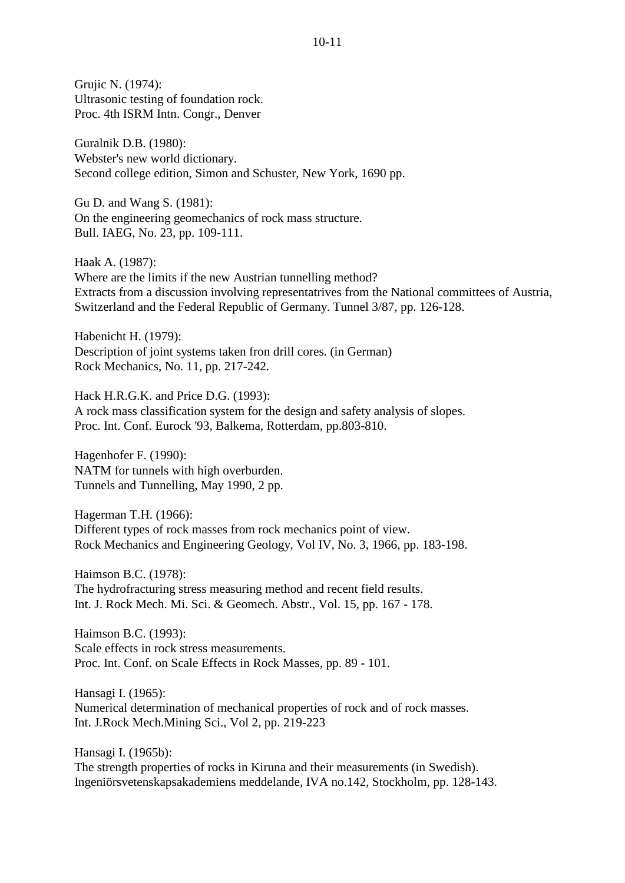Grujic N. (1974):
Ultrasonic testing of foundation rock.
Proc. 4th ISRM Intn. Congr., Denver

Guralnik D.B. (1980):
Webster's new world dictionary.
Second college edition, Simon and Schuster, New York, 1690 pp.

Gu D. and Wang S. (1981):
On the engineering geomechanics of rock mass structure.
Bull. IAEG, No. 23, pp. 109-111.

Haak A. (1987):
Where are the limits if the new Austrian tunnelling method?
Extracts from a discussion involving representatrives from the National committees of Austria, Switzerland and the Federal Republic of Germany. Tunnel 3/87, pp. 126-128.

Habenicht H. (1979):
Description of joint systems taken fron drill cores. (in German)
Rock Mechanics, No. 11, pp. 217-242.

Hack H.R.G.K. and Price D.G. (1993):
A rock mass classification system for the design and safety analysis of slopes.
Proc. Int. Conf. Eurock '93, Balkema, Rotterdam, pp.803-810.

Hagenhofer F. (1990):
NATM for tunnels with high overburden.
Tunnels and Tunnelling, May 1990, 2 pp.

Hagerman T.H. (1966):
Different types of rock masses from rock mechanics point of view.
Rock Mechanics and Engineering Geology, Vol IV, No. 3, 1966, pp. 183-198.

Haimson B.C. (1978):
The hydrofracturing stress measuring method and recent field results.
Int. J. Rock Mech. Mi. Sci. & Geomech. Abstr., Vol. 15, pp. 167 - 178.

Haimson B.C. (1993):
Scale effects in rock stress measurements.
Proc. Int. Conf. on Scale Effects in Rock Masses, pp. 89 - 101.

Hansagi I. (1965):
Numerical determination of mechanical properties of rock and of rock masses.
Int. J.Rock Mech.Mining Sci., Vol 2, pp. 219-223

Hansagi I. (1965b):
The strength properties of rocks in Kiruna and their measurements (in Swedish).
Ingeniörsvetenskapsakademiens meddelande, IVA no.142, Stockholm, pp. 128-143.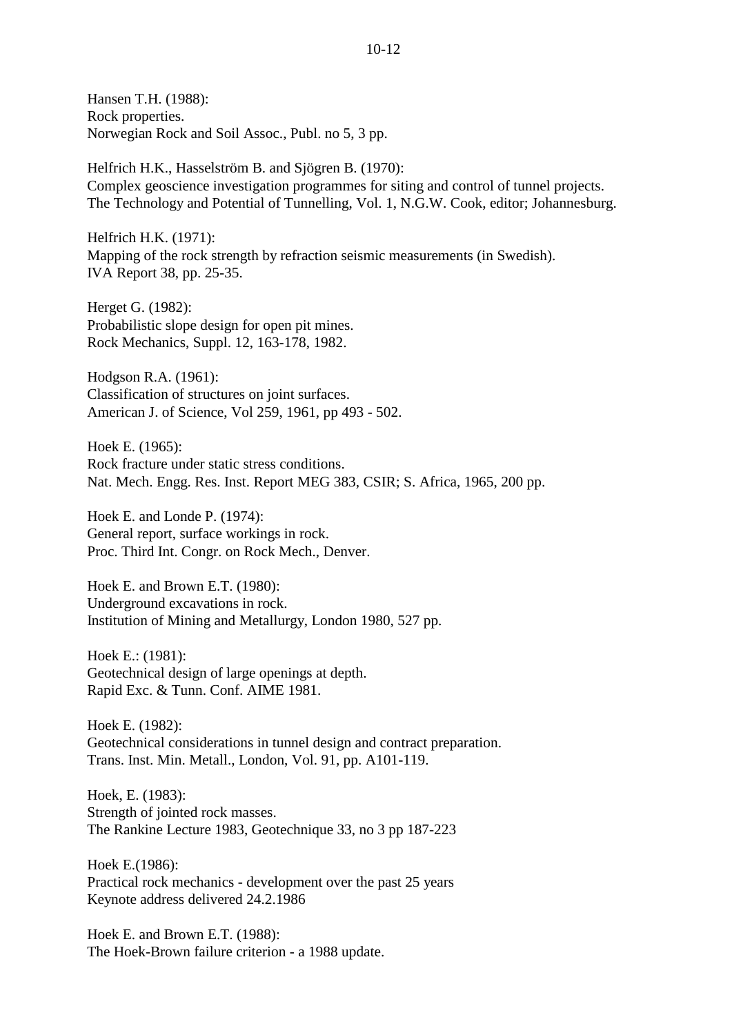Hansen T.H. (1988):
Rock properties.
Norwegian Rock and Soil Assoc., Publ. no 5, 3 pp.

Helfrich H.K., Hasselström B. and Sjögren B. (1970):
Complex geoscience investigation programmes for siting and control of tunnel projects.
The Technology and Potential of Tunnelling, Vol. 1, N.G.W. Cook, editor; Johannesburg.

Helfrich H.K. (1971):
Mapping of the rock strength by refraction seismic measurements (in Swedish).
IVA Report 38, pp. 25-35.

Herget G. (1982):
Probabilistic slope design for open pit mines.
Rock Mechanics, Suppl. 12, 163-178, 1982.

Hodgson R.A. (1961):
Classification of structures on joint surfaces.
American J. of Science, Vol 259, 1961, pp 493 - 502.

Hoek E. (1965):
Rock fracture under static stress conditions.
Nat. Mech. Engg. Res. Inst. Report MEG 383, CSIR; S. Africa, 1965, 200 pp.

Hoek E. and Londe P. (1974):
General report, surface workings in rock.
Proc. Third Int. Congr. on Rock Mech., Denver.

Hoek E. and Brown E.T. (1980):
Underground excavations in rock.
Institution of Mining and Metallurgy, London 1980, 527 pp.

Hoek E.: (1981):
Geotechnical design of large openings at depth.
Rapid Exc. & Tunn. Conf. AIME 1981.

Hoek E. (1982):
Geotechnical considerations in tunnel design and contract preparation.
Trans. Inst. Min. Metall., London, Vol. 91, pp. A101-119.

Hoek, E. (1983):
Strength of jointed rock masses.
The Rankine Lecture 1983, Geotechnique 33, no 3 pp 187-223

Hoek E.(1986):
Practical rock mechanics - development over the past 25 years
Keynote address delivered 24.2.1986

Hoek E. and Brown E.T. (1988):
The Hoek-Brown failure criterion - a 1988 update.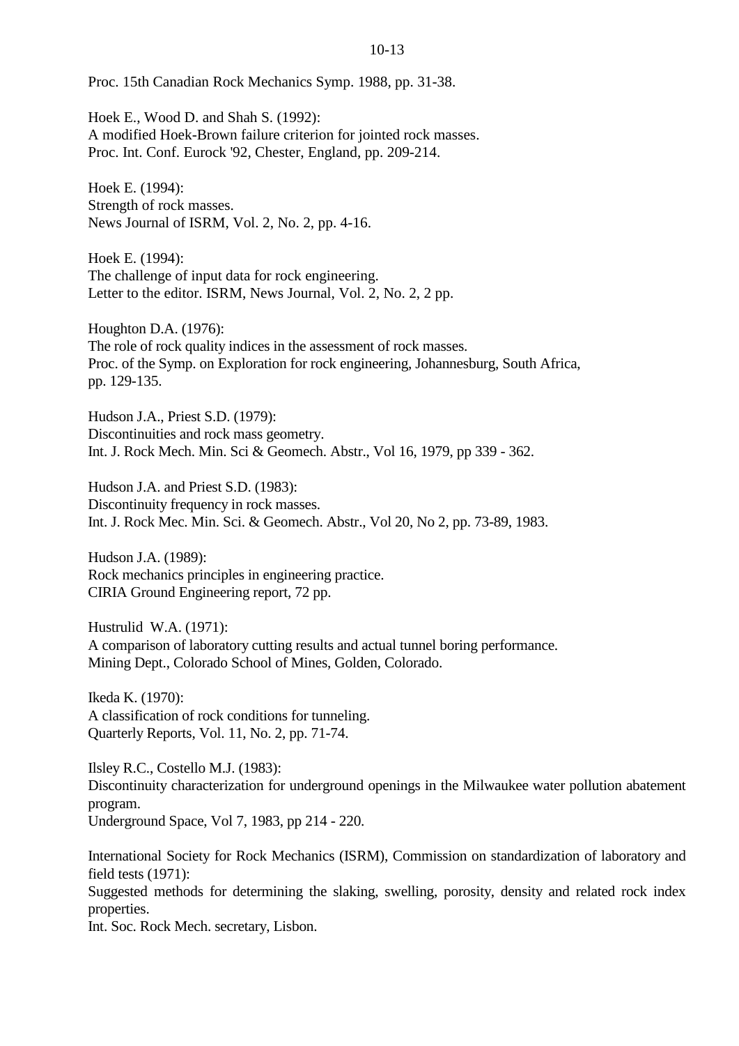Proc. 15th Canadian Rock Mechanics Symp. 1988, pp. 31-38.

Hoek E., Wood D. and Shah S. (1992):
A modified Hoek-Brown failure criterion for jointed rock masses.
Proc. Int. Conf. Eurock '92, Chester, England, pp. 209-214.

Hoek E. (1994):
Strength of rock masses.
News Journal of ISRM, Vol. 2, No. 2, pp. 4-16.

Hoek E. (1994):
The challenge of input data for rock engineering.
Letter to the editor. ISRM, News Journal, Vol. 2, No. 2, 2 pp.

Houghton D.A. (1976):
The role of rock quality indices in the assessment of rock masses.
Proc. of the Symp. on Exploration for rock engineering, Johannesburg, South Africa, pp. 129-135.

Hudson J.A., Priest S.D. (1979):
Discontinuities and rock mass geometry.
Int. J. Rock Mech. Min. Sci & Geomech. Abstr., Vol 16, 1979, pp 339 - 362.

Hudson J.A. and Priest S.D. (1983):
Discontinuity frequency in rock masses.
Int. J. Rock Mec. Min. Sci. & Geomech. Abstr., Vol 20, No 2, pp. 73-89, 1983.

Hudson J.A. (1989):
Rock mechanics principles in engineering practice.
CIRIA Ground Engineering report, 72 pp.

Hustrulid W.A. (1971):
A comparison of laboratory cutting results and actual tunnel boring performance.
Mining Dept., Colorado School of Mines, Golden, Colorado.

Ikeda K. (1970):
A classification of rock conditions for tunneling.
Quarterly Reports, Vol. 11, No. 2, pp. 71-74.

Ilsley R.C., Costello M.J. (1983):
Discontinuity characterization for underground openings in the Milwaukee water pollution abatement program.
Underground Space, Vol 7, 1983, pp 214 - 220.

International Society for Rock Mechanics (ISRM), Commission on standardization of laboratory and field tests (1971):
Suggested methods for determining the slaking, swelling, porosity, density and related rock index properties.
Int. Soc. Rock Mech. secretary, Lisbon.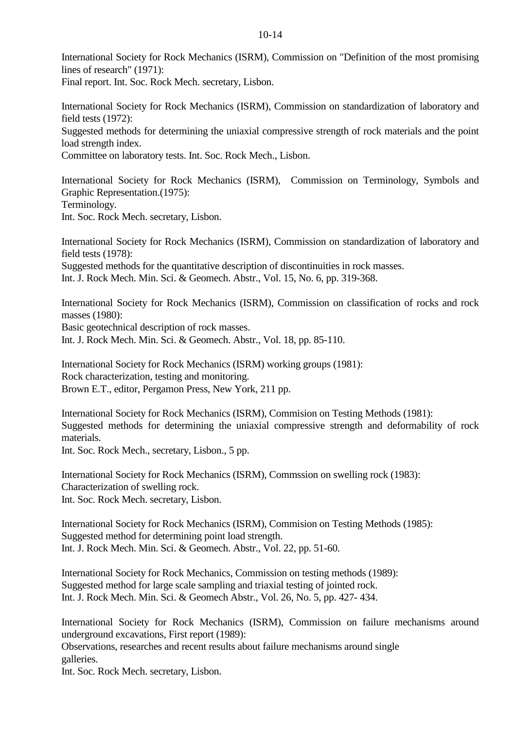International Society for Rock Mechanics (ISRM), Commission on "Definition of the most promising lines of research" (1971):
Final report. Int. Soc. Rock Mech. secretary, Lisbon.

International Society for Rock Mechanics (ISRM), Commission on standardization of laboratory and field tests (1972):
Suggested methods for determining the uniaxial compressive strength of rock materials and the point load strength index.
Committee on laboratory tests. Int. Soc. Rock Mech., Lisbon.

International Society for Rock Mechanics (ISRM), Commission on Terminology, Symbols and Graphic Representation.(1975):
Terminology.
Int. Soc. Rock Mech. secretary, Lisbon.

International Society for Rock Mechanics (ISRM), Commission on standardization of laboratory and field tests (1978):
Suggested methods for the quantitative description of discontinuities in rock masses.
Int. J. Rock Mech. Min. Sci. & Geomech. Abstr., Vol. 15, No. 6, pp. 319-368.

International Society for Rock Mechanics (ISRM), Commission on classification of rocks and rock masses (1980):
Basic geotechnical description of rock masses.
Int. J. Rock Mech. Min. Sci. & Geomech. Abstr., Vol. 18, pp. 85-110.

International Society for Rock Mechanics (ISRM) working groups (1981):
Rock characterization, testing and monitoring.
Brown E.T., editor, Pergamon Press, New York, 211 pp.

International Society for Rock Mechanics (ISRM), Commision on Testing Methods (1981):
Suggested methods for determining the uniaxial compressive strength and deformability of rock materials.
Int. Soc. Rock Mech., secretary, Lisbon., 5 pp.

International Society for Rock Mechanics (ISRM), Commssion on swelling rock (1983):
Characterization of swelling rock.
Int. Soc. Rock Mech. secretary, Lisbon.

International Society for Rock Mechanics (ISRM), Commision on Testing Methods (1985):
Suggested method for determining point load strength.
Int. J. Rock Mech. Min. Sci. & Geomech. Abstr., Vol. 22, pp. 51-60.

International Society for Rock Mechanics, Commission on testing methods (1989):
Suggested method for large scale sampling and triaxial testing of jointed rock.
Int. J. Rock Mech. Min. Sci. & Geomech Abstr., Vol. 26, No. 5, pp. 427- 434.

International Society for Rock Mechanics (ISRM), Commission on failure mechanisms around underground excavations, First report (1989):
Observations, researches and recent results about failure mechanisms around single galleries.
Int. Soc. Rock Mech. secretary, Lisbon.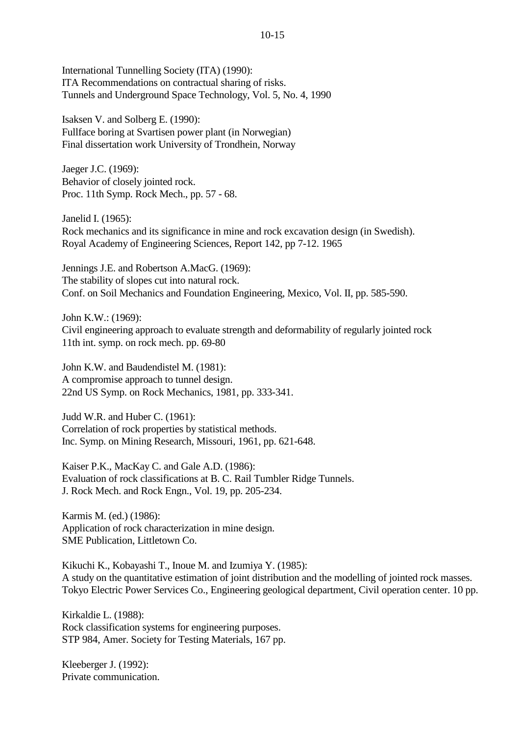International Tunnelling Society (ITA) (1990):
ITA Recommendations on contractual sharing of risks.
Tunnels and Underground Space Technology, Vol. 5, No. 4, 1990

Isaksen V. and Solberg E. (1990):
Fullface boring at Svartisen power plant (in Norwegian)
Final dissertation work University of Trondhein, Norway

Jaeger J.C. (1969):
Behavior of closely jointed rock.
Proc. 11th Symp. Rock Mech., pp. 57 - 68.

Janelid I. (1965):
Rock mechanics and its significance in mine and rock excavation design (in Swedish).
Royal Academy of Engineering Sciences, Report 142, pp 7-12. 1965

Jennings J.E. and Robertson A.MacG. (1969):
The stability of slopes cut into natural rock.
Conf. on Soil Mechanics and Foundation Engineering, Mexico, Vol. II, pp. 585-590.

John K.W.: (1969):
Civil engineering approach to evaluate strength and deformability of regularly jointed rock
11th int. symp. on rock mech. pp. 69-80

John K.W. and Baudendistel M. (1981):
A compromise approach to tunnel design.
22nd US Symp. on Rock Mechanics, 1981, pp. 333-341.

Judd W.R. and Huber C. (1961):
Correlation of rock properties by statistical methods.
Inc. Symp. on Mining Research, Missouri, 1961, pp. 621-648.

Kaiser P.K., MacKay C. and Gale A.D. (1986):
Evaluation of rock classifications at B. C. Rail Tumbler Ridge Tunnels.
J. Rock Mech. and Rock Engn., Vol. 19, pp. 205-234.

Karmis M. (ed.) (1986):
Application of rock characterization in mine design.
SME Publication, Littletown Co.

Kikuchi K., Kobayashi T., Inoue M. and Izumiya Y. (1985):
A study on the quantitative estimation of joint distribution and the modelling of jointed rock masses.
Tokyo Electric Power Services Co., Engineering geological department, Civil operation center. 10 pp.

Kirkaldie L. (1988):
Rock classification systems for engineering purposes.
STP 984, Amer. Society for Testing Materials, 167 pp.

Kleeberger J. (1992):
Private communication.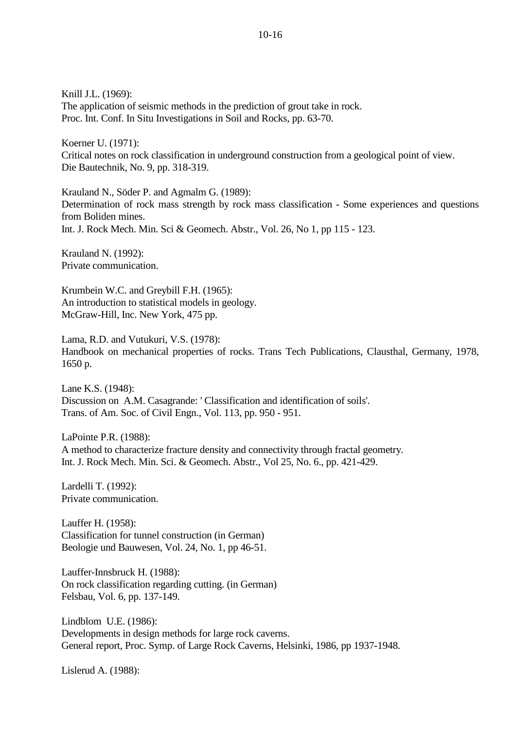Knill J.L. (1969):
The application of seismic methods in the prediction of grout take in rock.
Proc. Int. Conf. In Situ Investigations in Soil and Rocks, pp. 63-70.

Koerner U. (1971):
Critical notes on rock classification in underground construction from a geological point of view.
Die Bautechnik, No. 9, pp. 318-319.

Krauland N., Söder P. and Agmalm G. (1989):
Determination of rock mass strength by rock mass classification - Some experiences and questions from Boliden mines.
Int. J. Rock Mech. Min. Sci & Geomech. Abstr., Vol. 26, No 1, pp 115 - 123.

Krauland N. (1992):
Private communication.

Krumbein W.C. and Greybill F.H. (1965):
An introduction to statistical models in geology.
McGraw-Hill, Inc. New York, 475 pp.

Lama, R.D. and Vutukuri, V.S. (1978):
Handbook on mechanical properties of rocks. Trans Tech Publications, Clausthal, Germany, 1978, 1650 p.

Lane K.S. (1948):
Discussion on A.M. Casagrande: ' Classification and identification of soils'.
Trans. of Am. Soc. of Civil Engn., Vol. 113, pp. 950 - 951.

LaPointe P.R. (1988):
A method to characterize fracture density and connectivity through fractal geometry.
Int. J. Rock Mech. Min. Sci. & Geomech. Abstr., Vol 25, No. 6., pp. 421-429.

Lardelli T. (1992):
Private communication.

Lauffer H. (1958):
Classification for tunnel construction (in German)
Beologie und Bauwesen, Vol. 24, No. 1, pp 46-51.

Lauffer-Innsbruck H. (1988):
On rock classification regarding cutting. (in German)
Felsbau, Vol. 6, pp. 137-149.

Lindblom U.E. (1986):
Developments in design methods for large rock caverns.
General report, Proc. Symp. of Large Rock Caverns, Helsinki, 1986, pp 1937-1948.

Lislerud A. (1988):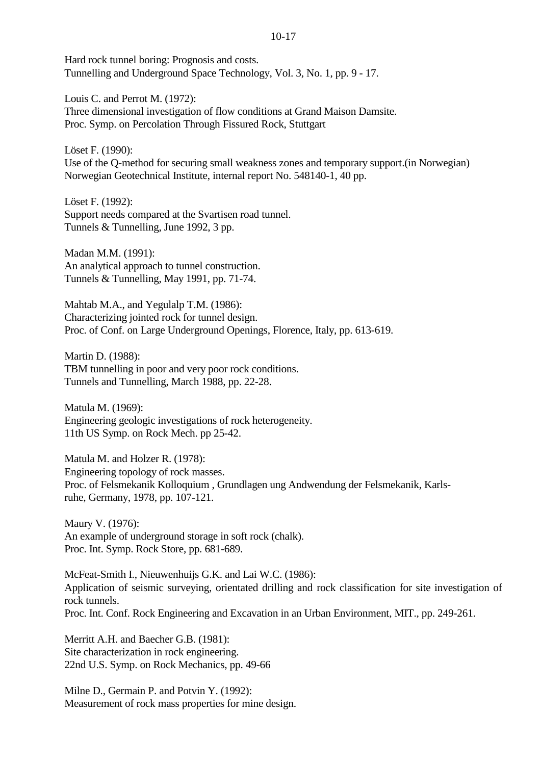Hard rock tunnel boring: Prognosis and costs.
Tunnelling and Underground Space Technology, Vol. 3, No. 1, pp. 9 - 17.

Louis C. and Perrot M. (1972):
Three dimensional investigation of flow conditions at Grand Maison Damsite.
Proc. Symp. on Percolation Through Fissured Rock, Stuttgart

Löset F. (1990):
Use of the Q-method for securing small weakness zones and temporary support.(in Norwegian)
Norwegian Geotechnical Institute, internal report No. 548140-1, 40 pp.

Löset F. (1992):
Support needs compared at the Svartisen road tunnel.
Tunnels & Tunnelling, June 1992, 3 pp.

Madan M.M. (1991):
An analytical approach to tunnel construction.
Tunnels & Tunnelling, May 1991, pp. 71-74.

Mahtab M.A., and Yegulalp T.M. (1986):
Characterizing jointed rock for tunnel design.
Proc. of Conf. on Large Underground Openings, Florence, Italy, pp. 613-619.

Martin D. (1988):
TBM tunnelling in poor and very poor rock conditions.
Tunnels and Tunnelling, March 1988, pp. 22-28.

Matula M. (1969):
Engineering geologic investigations of rock heterogeneity.
11th US Symp. on Rock Mech. pp 25-42.

Matula M. and Holzer R. (1978):
Engineering topology of rock masses.
Proc. of Felsmekanik Kolloquium , Grundlagen ung Andwendung der Felsmekanik, Karlsruhe, Germany, 1978, pp. 107-121.

Maury V. (1976):
An example of underground storage in soft rock (chalk).
Proc. Int. Symp. Rock Store, pp. 681-689.

McFeat-Smith I., Nieuwenhuijs G.K. and Lai W.C. (1986):
Application of seismic surveying, orientated drilling and rock classification for site investigation of rock tunnels.
Proc. Int. Conf. Rock Engineering and Excavation in an Urban Environment, MIT., pp. 249-261.

Merritt A.H. and Baecher G.B. (1981):
Site characterization in rock engineering.
22nd U.S. Symp. on Rock Mechanics, pp. 49-66

Milne D., Germain P. and Potvin Y. (1992):
Measurement of rock mass properties for mine design.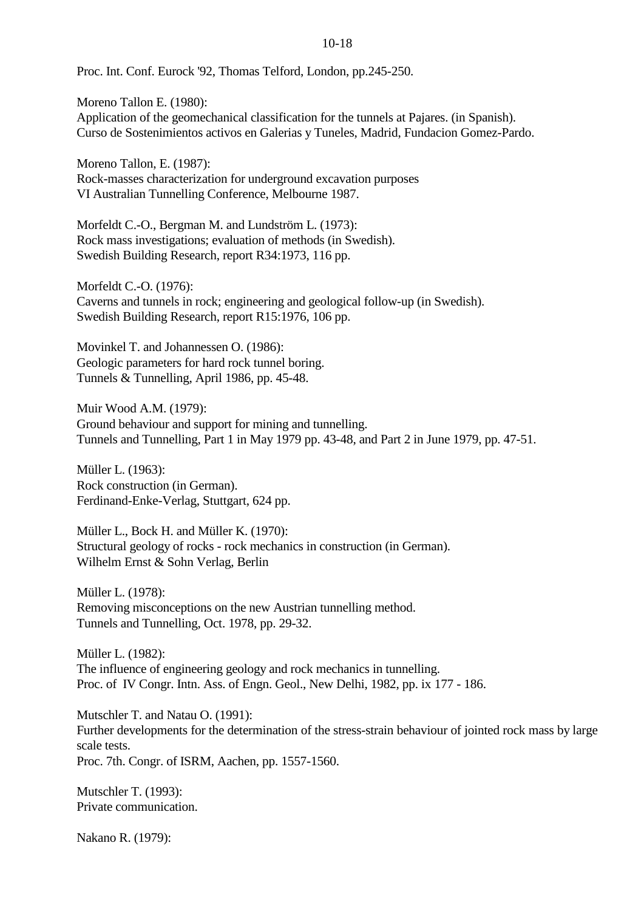Proc. Int. Conf. Eurock '92, Thomas Telford, London, pp.245-250.

Moreno Tallon E. (1980):
Application of the geomechanical classification for the tunnels at Pajares. (in Spanish).
Curso de Sostenimientos activos en Galerias y Tuneles, Madrid, Fundacion Gomez-Pardo.

Moreno Tallon, E. (1987):
Rock-masses characterization for underground excavation purposes
VI Australian Tunnelling Conference, Melbourne 1987.

Morfeldt C.-O., Bergman M. and Lundström L. (1973):
Rock mass investigations; evaluation of methods (in Swedish).
Swedish Building Research, report R34:1973, 116 pp.

Morfeldt C.-O. (1976):
Caverns and tunnels in rock; engineering and geological follow-up (in Swedish).
Swedish Building Research, report R15:1976, 106 pp.

Movinkel T. and Johannessen O. (1986):
Geologic parameters for hard rock tunnel boring.
Tunnels & Tunnelling, April 1986, pp. 45-48.

Muir Wood A.M. (1979):
Ground behaviour and support for mining and tunnelling.
Tunnels and Tunnelling, Part 1 in May 1979 pp. 43-48, and Part 2 in June 1979, pp. 47-51.

Müller L. (1963):
Rock construction (in German).
Ferdinand-Enke-Verlag, Stuttgart, 624 pp.

Müller L., Bock H. and Müller K. (1970):
Structural geology of rocks - rock mechanics in construction (in German).
Wilhelm Ernst & Sohn Verlag, Berlin

Müller L. (1978):
Removing misconceptions on the new Austrian tunnelling method.
Tunnels and Tunnelling, Oct. 1978, pp. 29-32.

Müller L. (1982):
The influence of engineering geology and rock mechanics in tunnelling.
Proc. of IV Congr. Intn. Ass. of Engn. Geol., New Delhi, 1982, pp. ix 177 - 186.

Mutschler T. and Natau O. (1991):
Further developments for the determination of the stress-strain behaviour of jointed rock mass by large scale tests.
Proc. 7th. Congr. of ISRM, Aachen, pp. 1557-1560.

Mutschler T. (1993):
Private communication.

Nakano R. (1979):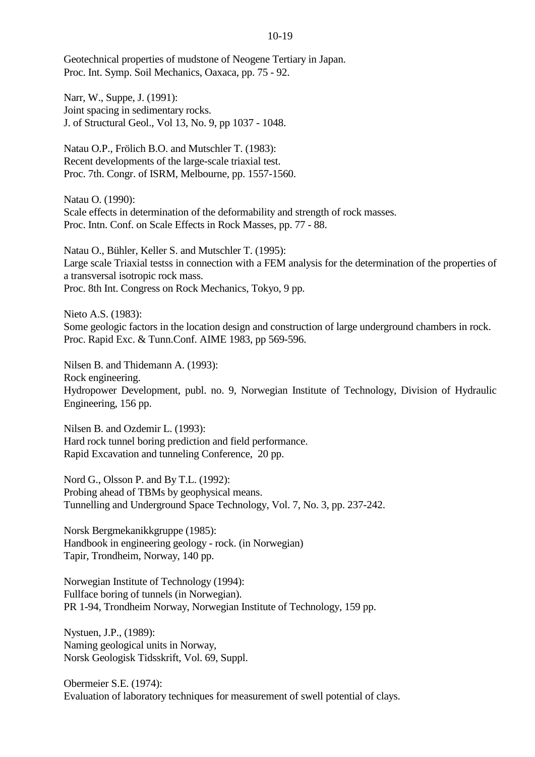Geotechnical properties of mudstone of Neogene Tertiary in Japan.
Proc. Int. Symp. Soil Mechanics, Oaxaca, pp. 75 - 92.

Narr, W., Suppe, J. (1991):
Joint spacing in sedimentary rocks.
J. of Structural Geol., Vol 13, No. 9, pp 1037 - 1048.

Natau O.P., Frölich B.O. and Mutschler T. (1983):
Recent developments of the large-scale triaxial test.
Proc. 7th. Congr. of ISRM, Melbourne, pp. 1557-1560.

Natau O. (1990):
Scale effects in determination of the deformability and strength of rock masses.
Proc. Intn. Conf. on Scale Effects in Rock Masses, pp. 77 - 88.

Natau O., Bühler, Keller S. and Mutschler T. (1995):
Large scale Triaxial testss in connection with a FEM analysis for the determination of the properties of a transversal isotropic rock mass.
Proc. 8th Int. Congress on Rock Mechanics, Tokyo, 9 pp.

Nieto A.S. (1983):
Some geologic factors in the location design and construction of large underground chambers in rock.
Proc. Rapid Exc. & Tunn.Conf. AIME 1983, pp 569-596.

Nilsen B. and Thidemann A. (1993):
Rock engineering.
Hydropower Development, publ. no. 9, Norwegian Institute of Technology, Division of Hydraulic Engineering, 156 pp.

Nilsen B. and Ozdemir L. (1993):
Hard rock tunnel boring prediction and field performance.
Rapid Excavation and tunneling Conference, 20 pp.

Nord G., Olsson P. and By T.L. (1992):
Probing ahead of TBMs by geophysical means.
Tunnelling and Underground Space Technology, Vol. 7, No. 3, pp. 237-242.

Norsk Bergmekanikkgruppe (1985):
Handbook in engineering geology - rock. (in Norwegian)
Tapir, Trondheim, Norway, 140 pp.

Norwegian Institute of Technology (1994):
Fullface boring of tunnels (in Norwegian).
PR 1-94, Trondheim Norway, Norwegian Institute of Technology, 159 pp.

Nystuen, J.P., (1989):
Naming geological units in Norway,
Norsk Geologisk Tidsskrift, Vol. 69, Suppl.

Obermeier S.E. (1974):
Evaluation of laboratory techniques for measurement of swell potential of clays.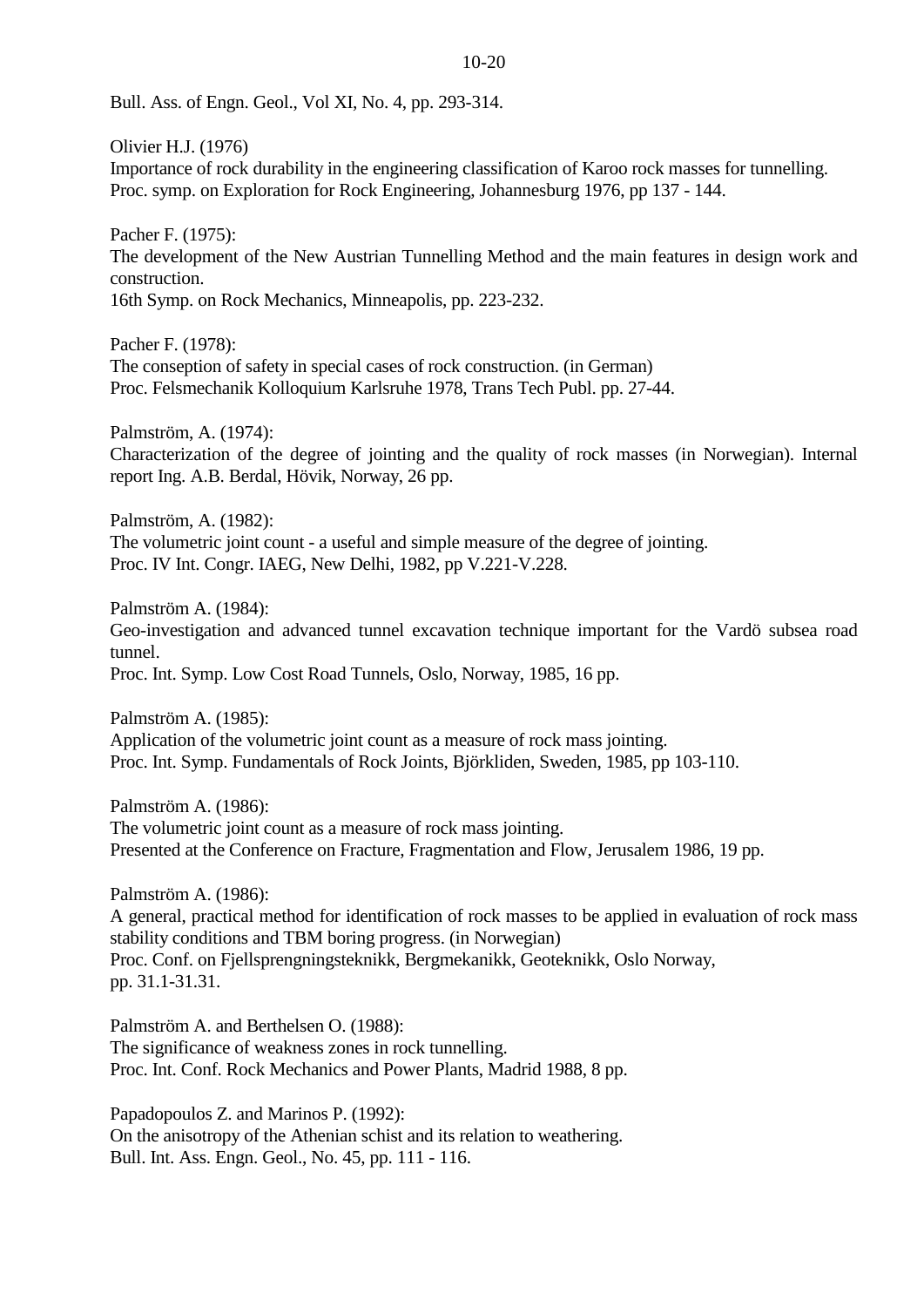Bull. Ass. of Engn. Geol., Vol XI, No. 4, pp. 293-314.

Olivier H.J. (1976)
Importance of rock durability in the engineering classification of Karoo rock masses for tunnelling.
Proc. symp. on Exploration for Rock Engineering, Johannesburg 1976, pp 137 - 144.

Pacher F. (1975):
The development of the New Austrian Tunnelling Method and the main features in design work and construction.
16th Symp. on Rock Mechanics, Minneapolis, pp. 223-232.

Pacher F. (1978):
The conseption of safety in special cases of rock construction. (in German)
Proc. Felsmechanik Kolloquium Karlsruhe 1978, Trans Tech Publ. pp. 27-44.

Palmström, A. (1974):
Characterization of the degree of jointing and the quality of rock masses (in Norwegian). Internal report Ing. A.B. Berdal, Hövik, Norway, 26 pp.

Palmström, A. (1982):
The volumetric joint count - a useful and simple measure of the degree of jointing.
Proc. IV Int. Congr. IAEG, New Delhi, 1982, pp V.221-V.228.

Palmström A. (1984):
Geo-investigation and advanced tunnel excavation technique important for the Vardö subsea road tunnel.
Proc. Int. Symp. Low Cost Road Tunnels, Oslo, Norway, 1985, 16 pp.

Palmström A. (1985):
Application of the volumetric joint count as a measure of rock mass jointing.
Proc. Int. Symp. Fundamentals of Rock Joints, Björkliden, Sweden, 1985, pp 103-110.

Palmström A. (1986):
The volumetric joint count as a measure of rock mass jointing.
Presented at the Conference on Fracture, Fragmentation and Flow, Jerusalem 1986, 19 pp.

Palmström A. (1986):
A general, practical method for identification of rock masses to be applied in evaluation of rock mass stability conditions and TBM boring progress. (in Norwegian)
Proc. Conf. on Fjellsprengningsteknikk, Bergmekanikk, Geoteknikk, Oslo Norway,
pp. 31.1-31.31.

Palmström A. and Berthelsen O. (1988):
The significance of weakness zones in rock tunnelling.
Proc. Int. Conf. Rock Mechanics and Power Plants, Madrid 1988, 8 pp.

Papadopoulos Z. and Marinos P. (1992):
On the anisotropy of the Athenian schist and its relation to weathering.
Bull. Int. Ass. Engn. Geol., No. 45, pp. 111 - 116.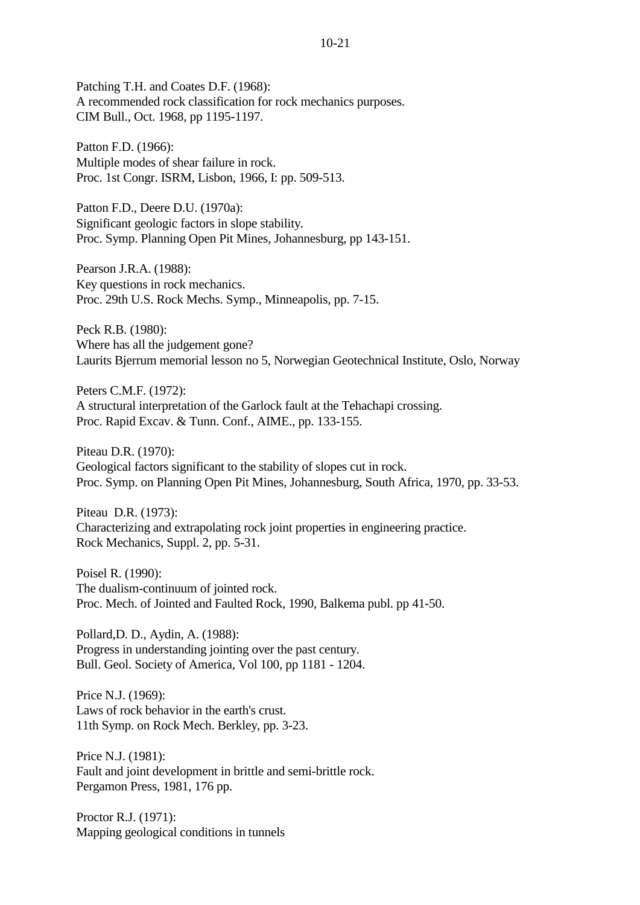Patching T.H. and Coates D.F. (1968):
A recommended rock classification for rock mechanics purposes.
CIM Bull., Oct. 1968, pp 1195-1197.

Patton F.D. (1966):
Multiple modes of shear failure in rock.
Proc. 1st Congr. ISRM, Lisbon, 1966, I: pp. 509-513.

Patton F.D., Deere D.U. (1970a):
Significant geologic factors in slope stability.
Proc. Symp. Planning Open Pit Mines, Johannesburg, pp 143-151.

Pearson J.R.A. (1988):
Key questions in rock mechanics.
Proc. 29th U.S. Rock Mechs. Symp., Minneapolis, pp. 7-15.

Peck R.B. (1980):
Where has all the judgement gone?
Laurits Bjerrum memorial lesson no 5, Norwegian Geotechnical Institute, Oslo, Norway

Peters C.M.F. (1972):
A structural interpretation of the Garlock fault at the Tehachapi crossing.
Proc. Rapid Excav. & Tunn. Conf., AIME., pp. 133-155.

Piteau D.R. (1970):
Geological factors significant to the stability of slopes cut in rock.
Proc. Symp. on Planning Open Pit Mines, Johannesburg, South Africa, 1970, pp. 33-53.

Piteau D.R. (1973):
Characterizing and extrapolating rock joint properties in engineering practice.
Rock Mechanics, Suppl. 2, pp. 5-31.

Poisel R. (1990):
The dualism-continuum of jointed rock.
Proc. Mech. of Jointed and Faulted Rock, 1990, Balkema publ. pp 41-50.

Pollard,D. D., Aydin, A. (1988):
Progress in understanding jointing over the past century.
Bull. Geol. Society of America, Vol 100, pp 1181 - 1204.

Price N.J. (1969):
Laws of rock behavior in the earth's crust.
11th Symp. on Rock Mech. Berkley, pp. 3-23.

Price N.J. (1981):
Fault and joint development in brittle and semi-brittle rock.
Pergamon Press, 1981, 176 pp.

Proctor R.J. (1971):
Mapping geological conditions in tunnels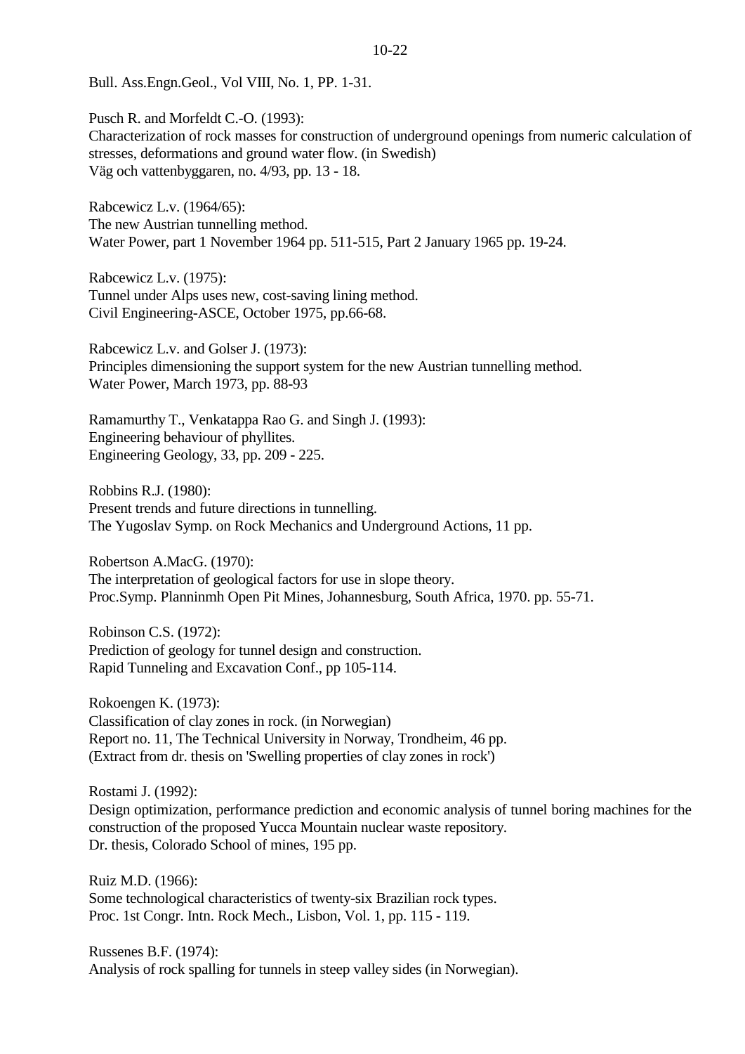Bull. Ass.Engn.Geol., Vol VIII, No. 1, PP. 1-31.

Pusch R. and Morfeldt C.-O. (1993):
Characterization of rock masses for construction of underground openings from numeric calculation of stresses, deformations and ground water flow. (in Swedish)
Väg och vattenbyggaren, no. 4/93, pp. 13 - 18.

Rabcewicz L.v. (1964/65):
The new Austrian tunnelling method.
Water Power, part 1 November 1964 pp. 511-515, Part 2 January 1965 pp. 19-24.

Rabcewicz L.v. (1975):
Tunnel under Alps uses new, cost-saving lining method.
Civil Engineering-ASCE, October 1975, pp.66-68.

Rabcewicz L.v. and Golser J. (1973):
Principles dimensioning the support system for the new Austrian tunnelling method.
Water Power, March 1973, pp. 88-93

Ramamurthy T., Venkatappa Rao G. and Singh J. (1993):
Engineering behaviour of phyllites.
Engineering Geology, 33, pp. 209 - 225.

Robbins R.J. (1980):
Present trends and future directions in tunnelling.
The Yugoslav Symp. on Rock Mechanics and Underground Actions, 11 pp.

Robertson A.MacG. (1970):
The interpretation of geological factors for use in slope theory.
Proc.Symp. Planninmh Open Pit Mines, Johannesburg, South Africa, 1970. pp. 55-71.

Robinson C.S. (1972):
Prediction of geology for tunnel design and construction.
Rapid Tunneling and Excavation Conf., pp 105-114.

Rokoengen K. (1973):
Classification of clay zones in rock. (in Norwegian)
Report no. 11, The Technical University in Norway, Trondheim, 46 pp.
(Extract from dr. thesis on 'Swelling properties of clay zones in rock')

Rostami J. (1992):
Design optimization, performance prediction and economic analysis of tunnel boring machines for the construction of the proposed Yucca Mountain nuclear waste repository.
Dr. thesis, Colorado School of mines, 195 pp.

Ruiz M.D. (1966):
Some technological characteristics of twenty-six Brazilian rock types.
Proc. 1st Congr. Intn. Rock Mech., Lisbon, Vol. 1, pp. 115 - 119.

Russenes B.F. (1974):
Analysis of rock spalling for tunnels in steep valley sides (in Norwegian).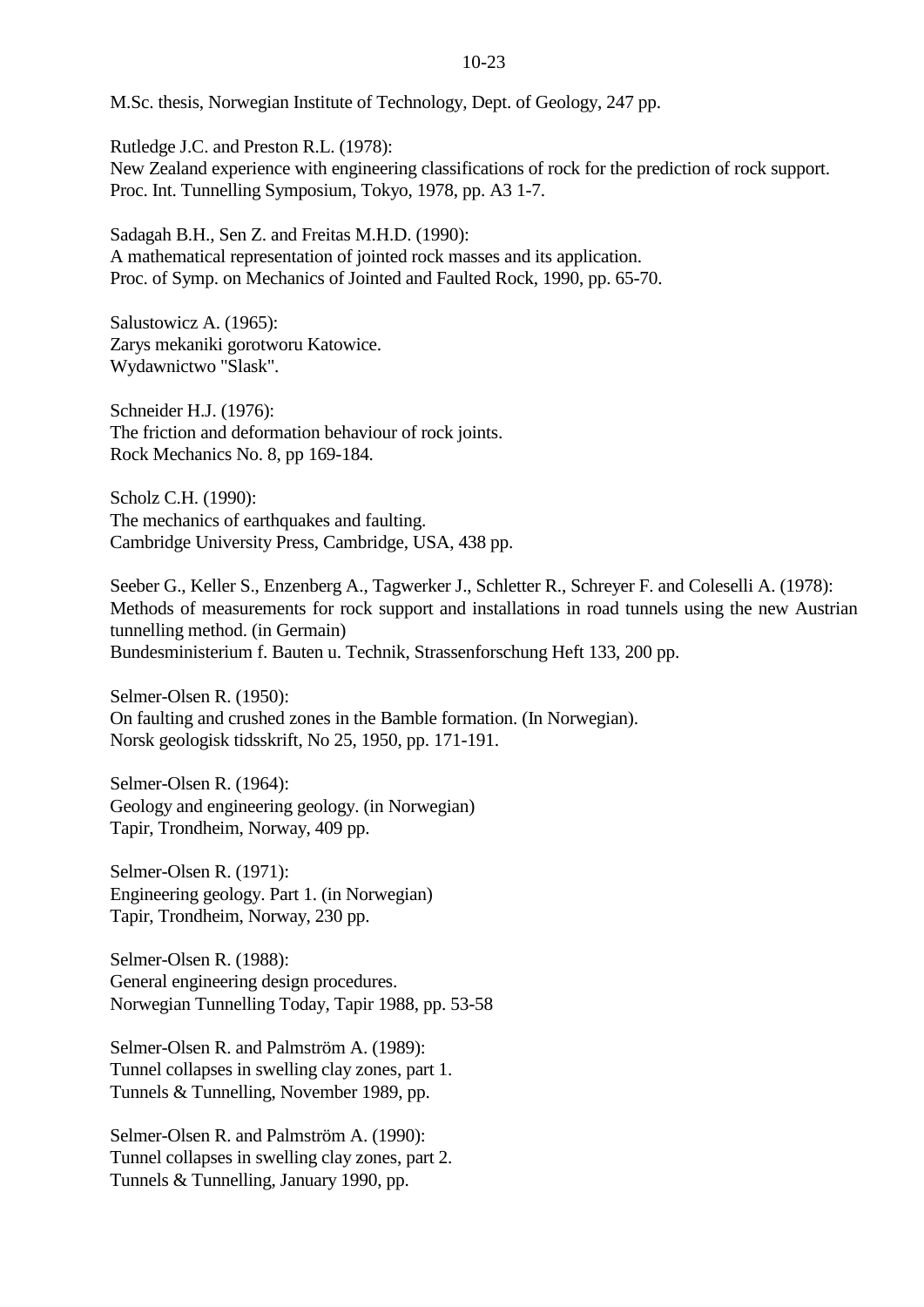M.Sc. thesis, Norwegian Institute of Technology, Dept. of Geology, 247 pp.

Rutledge J.C. and Preston R.L. (1978):
New Zealand experience with engineering classifications of rock for the prediction of rock support.
Proc. Int. Tunnelling Symposium, Tokyo, 1978, pp. A3 1-7.

Sadagah B.H., Sen Z. and Freitas M.H.D. (1990):
A mathematical representation of jointed rock masses and its application.
Proc. of Symp. on Mechanics of Jointed and Faulted Rock, 1990, pp. 65-70.

Salustowicz A. (1965):
Zarys mekaniki gorotworu Katowice.
Wydawnictwo "Slask".

Schneider H.J. (1976):
The friction and deformation behaviour of rock joints.
Rock Mechanics No. 8, pp 169-184.

Scholz C.H. (1990):
The mechanics of earthquakes and faulting.
Cambridge University Press, Cambridge, USA, 438 pp.

Seeber G., Keller S., Enzenberg A., Tagwerker J., Schletter R., Schreyer F. and Coleselli A. (1978):
Methods of measurements for rock support and installations in road tunnels using the new Austrian tunnelling method. (in Germain)
Bundesministerium f. Bauten u. Technik, Strassenforschung Heft 133, 200 pp.

Selmer-Olsen R. (1950):
On faulting and crushed zones in the Bamble formation. (In Norwegian).
Norsk geologisk tidsskrift, No 25, 1950, pp. 171-191.

Selmer-Olsen R. (1964):
Geology and engineering geology. (in Norwegian)
Tapir, Trondheim, Norway, 409 pp.

Selmer-Olsen R. (1971):
Engineering geology. Part 1. (in Norwegian)
Tapir, Trondheim, Norway, 230 pp.

Selmer-Olsen R. (1988):
General engineering design procedures.
Norwegian Tunnelling Today, Tapir 1988, pp. 53-58

Selmer-Olsen R. and Palmström A. (1989):
Tunnel collapses in swelling clay zones, part 1.
Tunnels & Tunnelling, November 1989, pp.

Selmer-Olsen R. and Palmström A. (1990):
Tunnel collapses in swelling clay zones, part 2.
Tunnels & Tunnelling, January 1990, pp.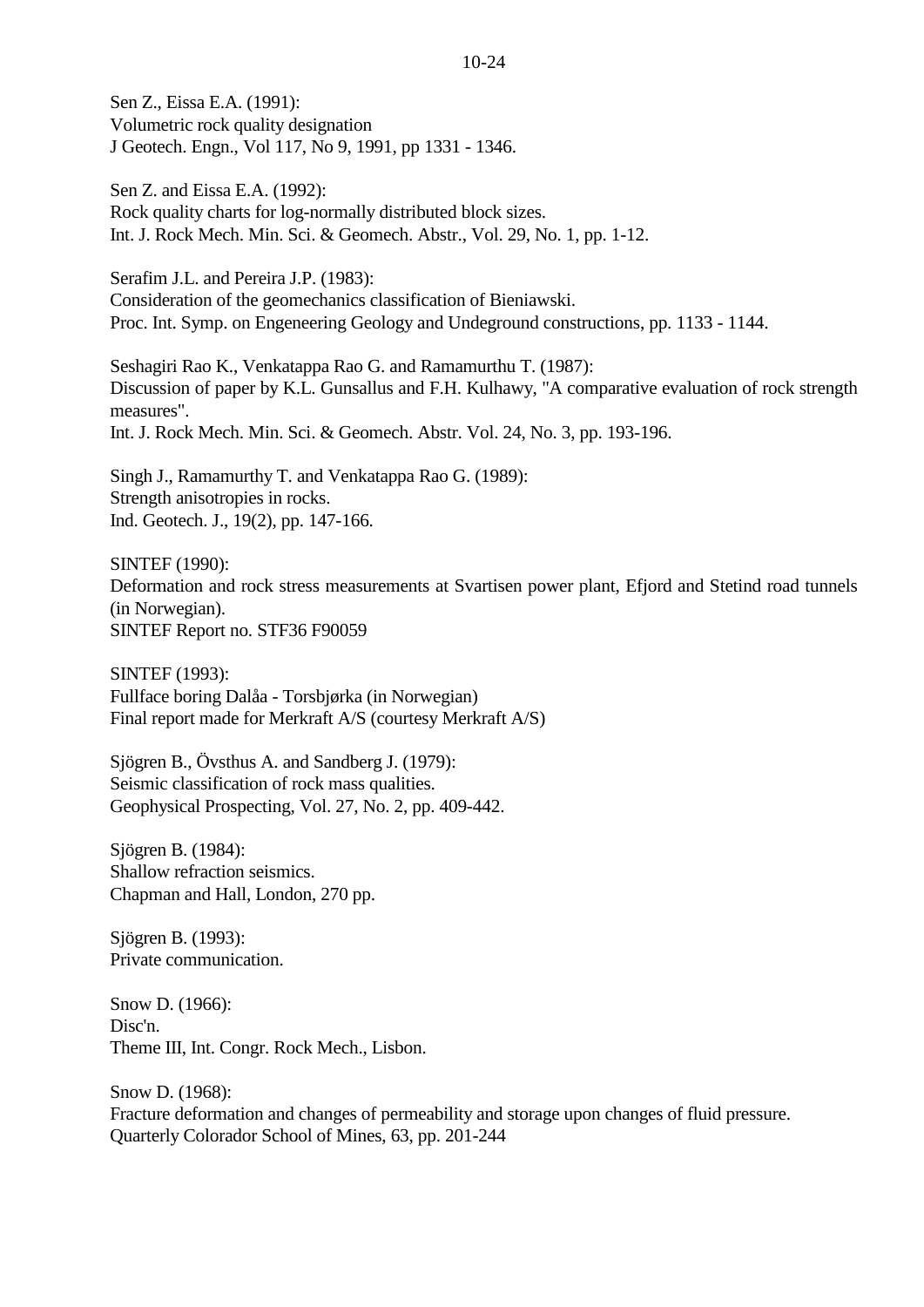Sen Z., Eissa E.A. (1991):
Volumetric rock quality designation
J Geotech. Engn., Vol 117, No 9, 1991, pp 1331 - 1346.

Sen Z. and Eissa E.A. (1992):
Rock quality charts for log-normally distributed block sizes.
Int. J. Rock Mech. Min. Sci. & Geomech. Abstr., Vol. 29, No. 1, pp. 1-12.

Serafim J.L. and Pereira J.P. (1983):
Consideration of the geomechanics classification of Bieniawski.
Proc. Int. Symp. on Engeneering Geology and Undeground constructions, pp. 1133 - 1144.

Seshagiri Rao K., Venkatappa Rao G. and Ramamurthu T. (1987):
Discussion of paper by K.L. Gunsallus and F.H. Kulhawy, "A comparative evaluation of rock strength measures".
Int. J. Rock Mech. Min. Sci. & Geomech. Abstr. Vol. 24, No. 3, pp. 193-196.

Singh J., Ramamurthy T. and Venkatappa Rao G. (1989):
Strength anisotropies in rocks.
Ind. Geotech. J., 19(2), pp. 147-166.

SINTEF (1990):
Deformation and rock stress measurements at Svartisen power plant, Efjord and Stetind road tunnels (in Norwegian).
SINTEF Report no. STF36 F90059

SINTEF (1993):
Fullface boring Dalåa - Torsbjørka (in Norwegian)
Final report made for Merkraft A/S (courtesy Merkraft A/S)

Sjögren B., Övsthus A. and Sandberg J. (1979):
Seismic classification of rock mass qualities.
Geophysical Prospecting, Vol. 27, No. 2, pp. 409-442.

Sjögren B. (1984):
Shallow refraction seismics.
Chapman and Hall, London, 270 pp.

Sjögren B. (1993):
Private communication.

Snow D. (1966):
Disc'n.
Theme III, Int. Congr. Rock Mech., Lisbon.

Snow D. (1968):
Fracture deformation and changes of permeability and storage upon changes of fluid pressure.
Quarterly Colorador School of Mines, 63, pp. 201-244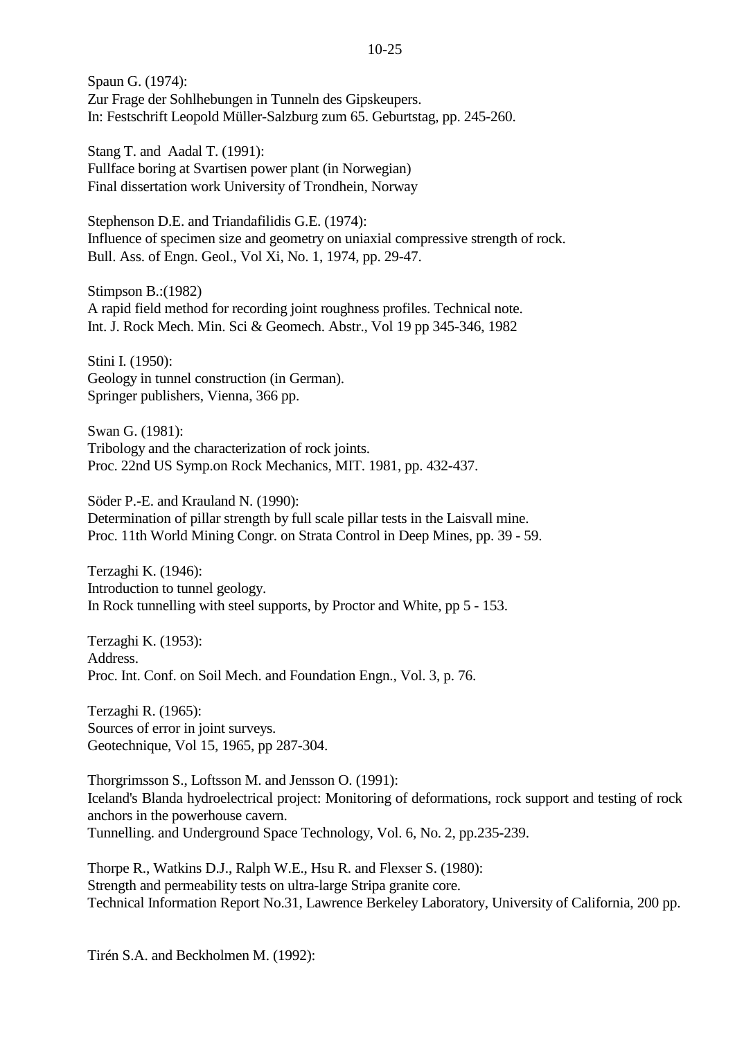Spaun G. (1974):
Zur Frage der Sohlhebungen in Tunneln des Gipskeupers.
In: Festschrift Leopold Müller-Salzburg zum 65. Geburtstag, pp. 245-260.

Stang T. and Aadal T. (1991):
Fullface boring at Svartisen power plant (in Norwegian)
Final dissertation work University of Trondhein, Norway

Stephenson D.E. and Triandafilidis G.E. (1974):
Influence of specimen size and geometry on uniaxial compressive strength of rock.
Bull. Ass. of Engn. Geol., Vol Xi, No. 1, 1974, pp. 29-47.

Stimpson B.:(1982)
A rapid field method for recording joint roughness profiles. Technical note.
Int. J. Rock Mech. Min. Sci & Geomech. Abstr., Vol 19 pp 345-346, 1982

Stini I. (1950):
Geology in tunnel construction (in German).
Springer publishers, Vienna, 366 pp.

Swan G. (1981):
Tribology and the characterization of rock joints.
Proc. 22nd US Symp.on Rock Mechanics, MIT. 1981, pp. 432-437.

Söder P.-E. and Krauland N. (1990):
Determination of pillar strength by full scale pillar tests in the Laisvall mine.
Proc. 11th World Mining Congr. on Strata Control in Deep Mines, pp. 39 - 59.

Terzaghi K. (1946):
Introduction to tunnel geology.
In Rock tunnelling with steel supports, by Proctor and White, pp 5 - 153.

Terzaghi K. (1953):
Address.
Proc. Int. Conf. on Soil Mech. and Foundation Engn., Vol. 3, p. 76.

Terzaghi R. (1965):
Sources of error in joint surveys.
Geotechnique, Vol 15, 1965, pp 287-304.

Thorgrimsson S., Loftsson M. and Jensson O. (1991):
Iceland's Blanda hydroelectrical project: Monitoring of deformations, rock support and testing of rock anchors in the powerhouse cavern.
Tunnelling. and Underground Space Technology, Vol. 6, No. 2, pp.235-239.

Thorpe R., Watkins D.J., Ralph W.E., Hsu R. and Flexser S. (1980):
Strength and permeability tests on ultra-large Stripa granite core.
Technical Information Report No.31, Lawrence Berkeley Laboratory, University of California, 200 pp.

Tirén S.A. and Beckholmen M. (1992):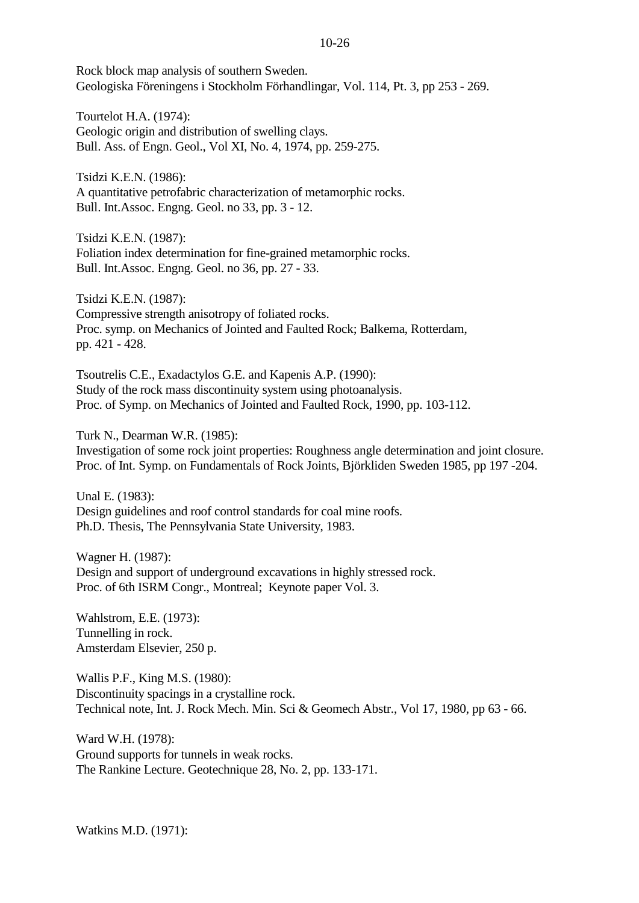Rock block map analysis of southern Sweden.
Geologiska Föreningens i Stockholm Förhandlingar, Vol. 114, Pt. 3, pp 253 - 269.

Tourtelot H.A. (1974):
Geologic origin and distribution of swelling clays.
Bull. Ass. of Engn. Geol., Vol XI, No. 4, 1974, pp. 259-275.

Tsidzi K.E.N. (1986):
A quantitative petrofabric characterization of metamorphic rocks.
Bull. Int.Assoc. Engng. Geol. no 33, pp. 3 - 12.

Tsidzi K.E.N. (1987):
Foliation index determination for fine-grained metamorphic rocks.
Bull. Int.Assoc. Engng. Geol. no 36, pp. 27 - 33.

Tsidzi K.E.N. (1987):
Compressive strength anisotropy of foliated rocks.
Proc. symp. on Mechanics of Jointed and Faulted Rock; Balkema, Rotterdam, pp. 421 - 428.

Tsoutrelis C.E., Exadactylos G.E. and Kapenis A.P. (1990):
Study of the rock mass discontinuity system using photoanalysis.
Proc. of Symp. on Mechanics of Jointed and Faulted Rock, 1990, pp. 103-112.

Turk N., Dearman W.R. (1985):
Investigation of some rock joint properties: Roughness angle determination and joint closure.
Proc. of Int. Symp. on Fundamentals of Rock Joints, Björkliden Sweden 1985, pp 197 -204.

Unal E. (1983):
Design guidelines and roof control standards for coal mine roofs.
Ph.D. Thesis, The Pennsylvania State University, 1983.

Wagner H. (1987):
Design and support of underground excavations in highly stressed rock.
Proc. of 6th ISRM Congr., Montreal; Keynote paper Vol. 3.

Wahlstrom, E.E. (1973):
Tunnelling in rock.
Amsterdam Elsevier, 250 p.

Wallis P.F., King M.S. (1980):
Discontinuity spacings in a crystalline rock.
Technical note, Int. J. Rock Mech. Min. Sci & Geomech Abstr., Vol 17, 1980, pp 63 - 66.

Ward W.H. (1978):
Ground supports for tunnels in weak rocks.
The Rankine Lecture. Geotechnique 28, No. 2, pp. 133-171.

Watkins M.D. (1971):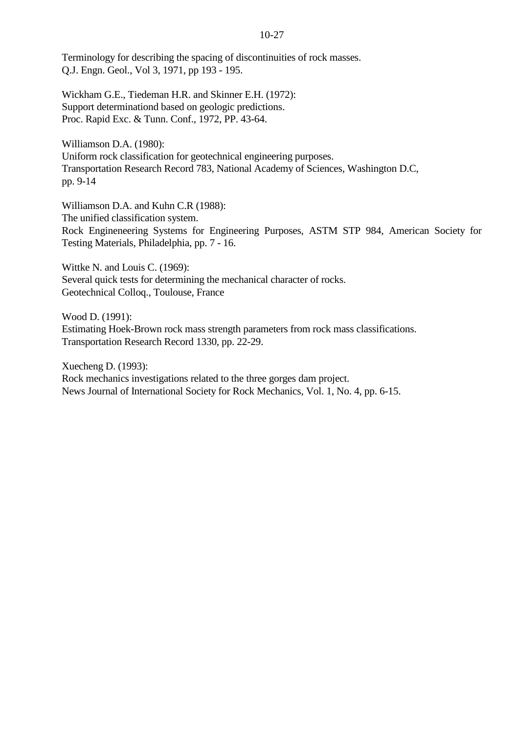Terminology for describing the spacing of discontinuities of rock masses.
Q.J. Engn. Geol., Vol 3, 1971, pp 193 - 195.

Wickham G.E., Tiedeman H.R. and Skinner E.H. (1972):
Support determinationd based on geologic predictions.
Proc. Rapid Exc. & Tunn. Conf., 1972, PP. 43-64.

Williamson D.A. (1980):
Uniform rock classification for geotechnical engineering purposes.
Transportation Research Record 783, National Academy of Sciences, Washington D.C, pp. 9-14

Williamson D.A. and Kuhn C.R (1988):
The unified classification system.
Rock Engineneering Systems for Engineering Purposes, ASTM STP 984, American Society for Testing Materials, Philadelphia, pp. 7 - 16.

Wittke N. and Louis C. (1969):
Several quick tests for determining the mechanical character of rocks.
Geotechnical Colloq., Toulouse, France

Wood D. (1991):
Estimating Hoek-Brown rock mass strength parameters from rock mass classifications.
Transportation Research Record 1330, pp. 22-29.

Xuecheng D. (1993):
Rock mechanics investigations related to the three gorges dam project.
News Journal of International Society for Rock Mechanics, Vol. 1, No. 4, pp. 6-15.